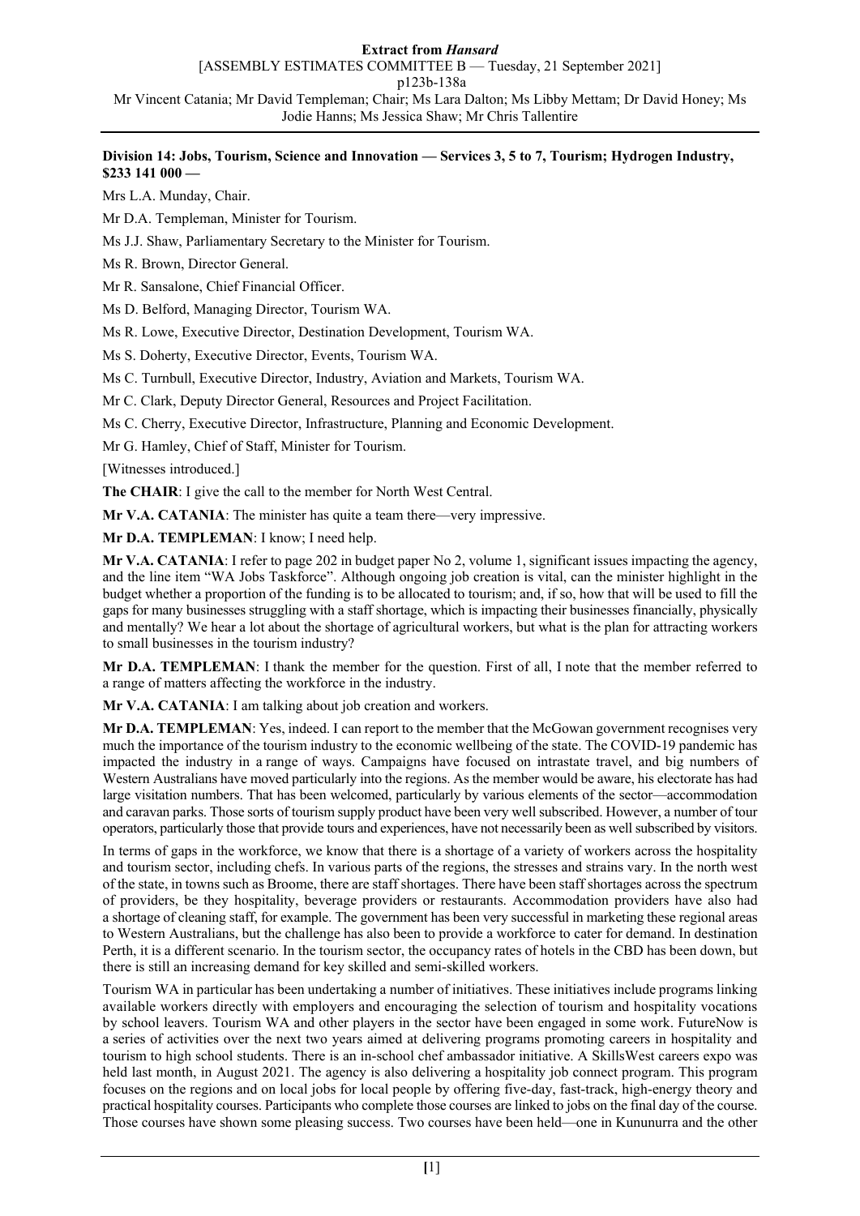**Division 14: Jobs, Tourism, Science and Innovation — Services 3, 5 to 7, Tourism; Hydrogen Industry, $233 141 000 —**

Mrs L.A. Munday, Chair.

Mr D.A. Templeman, Minister for Tourism.

Ms J.J. Shaw, Parliamentary Secretary to the Minister for Tourism.

Ms R. Brown, Director General.

Mr R. Sansalone, Chief Financial Officer.

Ms D. Belford, Managing Director, Tourism WA.

Ms R. Lowe, Executive Director, Destination Development, Tourism WA.

Ms S. Doherty, Executive Director, Events, Tourism WA.

Ms C. Turnbull, Executive Director, Industry, Aviation and Markets, Tourism WA.

Mr C. Clark, Deputy Director General, Resources and Project Facilitation.

Ms C. Cherry, Executive Director, Infrastructure, Planning and Economic Development.

Mr G. Hamley, Chief of Staff, Minister for Tourism.

[Witnesses introduced.]

**The CHAIR**: I give the call to the member for North West Central.

**Mr V.A. CATANIA**: The minister has quite a team there—very impressive.

**Mr D.A. TEMPLEMAN**: I know; I need help.

**Mr V.A. CATANIA**: I refer to page 202 in budget paper No 2, volume 1, significant issues impacting the agency, and the line item "WA Jobs Taskforce". Although ongoing job creation is vital, can the minister highlight in the budget whether a proportion of the funding is to be allocated to tourism; and, if so, how that will be used to fill the gaps for many businesses struggling with a staff shortage, which is impacting their businesses financially, physically and mentally? We hear a lot about the shortage of agricultural workers, but what is the plan for attracting workers to small businesses in the tourism industry?

**Mr D.A. TEMPLEMAN**: I thank the member for the question. First of all, I note that the member referred to a range of matters affecting the workforce in the industry.

**Mr V.A. CATANIA**: I am talking about job creation and workers.

**Mr D.A. TEMPLEMAN**: Yes, indeed. I can report to the member that the McGowan government recognises very much the importance of the tourism industry to the economic wellbeing of the state. The COVID-19 pandemic has impacted the industry in a range of ways. Campaigns have focused on intrastate travel, and big numbers of Western Australians have moved particularly into the regions. As the member would be aware, his electorate has had large visitation numbers. That has been welcomed, particularly by various elements of the sector—accommodation and caravan parks. Those sorts of tourism supply product have been very well subscribed. However, a number of tour operators, particularly those that provide tours and experiences, have not necessarily been as well subscribed by visitors.

In terms of gaps in the workforce, we know that there is a shortage of a variety of workers across the hospitality and tourism sector, including chefs. In various parts of the regions, the stresses and strains vary. In the north west of the state, in towns such as Broome, there are staff shortages. There have been staff shortages across the spectrum of providers, be they hospitality, beverage providers or restaurants. Accommodation providers have also had a shortage of cleaning staff, for example. The government has been very successful in marketing these regional areas to Western Australians, but the challenge has also been to provide a workforce to cater for demand. In destination Perth, it is a different scenario. In the tourism sector, the occupancy rates of hotels in the CBD has been down, but there is still an increasing demand for key skilled and semi-skilled workers.

Tourism WA in particular has been undertaking a number of initiatives. These initiatives include programs linking available workers directly with employers and encouraging the selection of tourism and hospitality vocations by school leavers. Tourism WA and other players in the sector have been engaged in some work. FutureNow is a series of activities over the next two years aimed at delivering programs promoting careers in hospitality and tourism to high school students. There is an in-school chef ambassador initiative. A SkillsWest careers expo was held last month, in August 2021. The agency is also delivering a hospitality job connect program. This program focuses on the regions and on local jobs for local people by offering five-day, fast-track, high-energy theory and practical hospitality courses. Participants who complete those courses are linked to jobs on the final day of the course. Those courses have shown some pleasing success. Two courses have been held—one in Kununurra and the other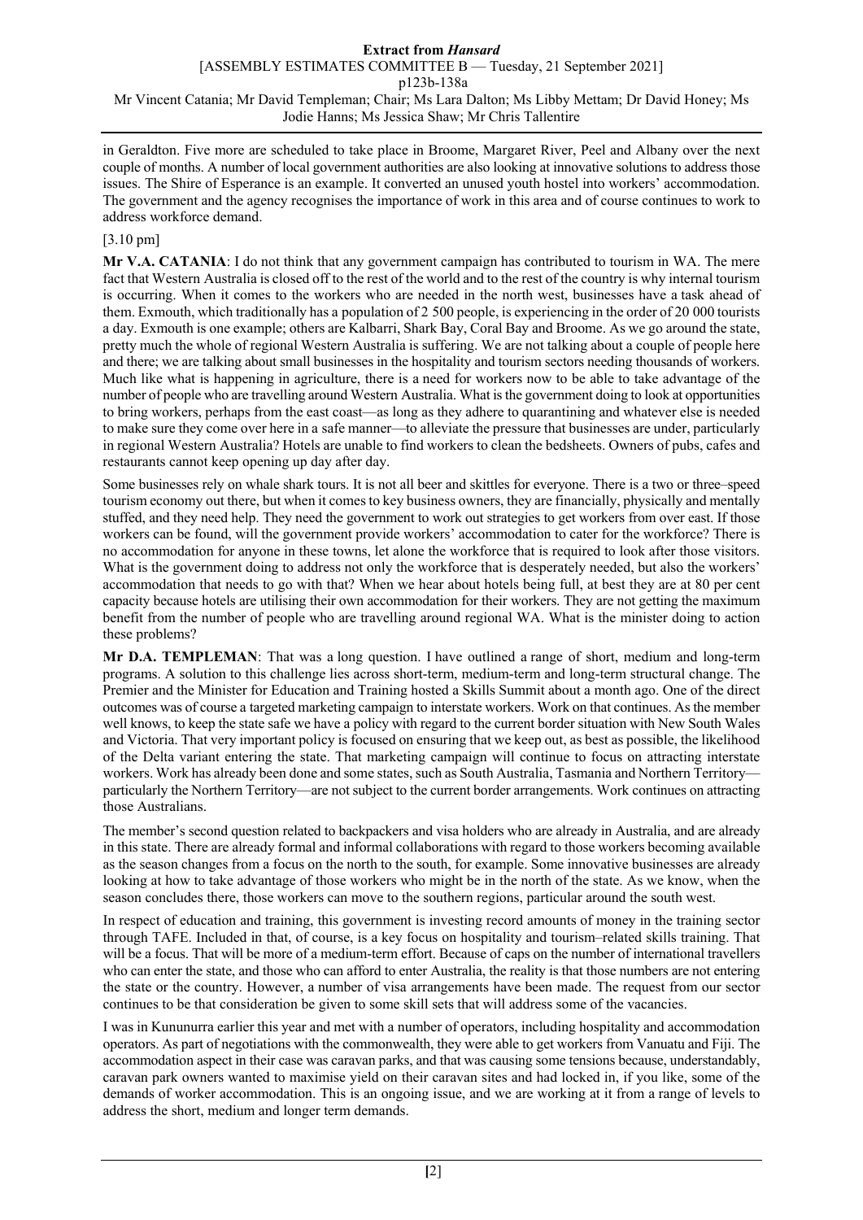in Geraldton. Five more are scheduled to take place in Broome, Margaret River, Peel and Albany over the next couple of months. A number of local government authorities are also looking at innovative solutions to address those issues. The Shire of Esperance is an example. It converted an unused youth hostel into workers' accommodation. The government and the agency recognises the importance of work in this area and of course continues to work to address workforce demand.

[3.10 pm]

**Mr V.A. CATANIA**: I do not think that any government campaign has contributed to tourism in WA. The mere fact that Western Australia is closed off to the rest of the world and to the rest of the country is why internal tourism is occurring. When it comes to the workers who are needed in the north west, businesses have a task ahead of them. Exmouth, which traditionally has a population of 2 500 people, is experiencing in the order of 20 000 tourists a day. Exmouth is one example; others are Kalbarri, Shark Bay, Coral Bay and Broome. As we go around the state, pretty much the whole of regional Western Australia is suffering. We are not talking about a couple of people here and there; we are talking about small businesses in the hospitality and tourism sectors needing thousands of workers. Much like what is happening in agriculture, there is a need for workers now to be able to take advantage of the number of people who are travelling around Western Australia. What is the government doing to look at opportunities to bring workers, perhaps from the east coast—as long as they adhere to quarantining and whatever else is needed to make sure they come over here in a safe manner—to alleviate the pressure that businesses are under, particularly in regional Western Australia? Hotels are unable to find workers to clean the bedsheets. Owners of pubs, cafes and restaurants cannot keep opening up day after day.

Some businesses rely on whale shark tours. It is not all beer and skittles for everyone. There is a two or three–speed tourism economy out there, but when it comes to key business owners, they are financially, physically and mentally stuffed, and they need help. They need the government to work out strategies to get workers from over east. If those workers can be found, will the government provide workers' accommodation to cater for the workforce? There is no accommodation for anyone in these towns, let alone the workforce that is required to look after those visitors. What is the government doing to address not only the workforce that is desperately needed, but also the workers' accommodation that needs to go with that? When we hear about hotels being full, at best they are at 80 per cent capacity because hotels are utilising their own accommodation for their workers. They are not getting the maximum benefit from the number of people who are travelling around regional WA. What is the minister doing to action these problems?

**Mr D.A. TEMPLEMAN**: That was a long question. I have outlined a range of short, medium and long-term programs. A solution to this challenge lies across short-term, medium-term and long-term structural change. The Premier and the Minister for Education and Training hosted a Skills Summit about a month ago. One of the direct outcomes was of course a targeted marketing campaign to interstate workers. Work on that continues. As the member well knows, to keep the state safe we have a policy with regard to the current border situation with New South Wales and Victoria. That very important policy is focused on ensuring that we keep out, as best as possible, the likelihood of the Delta variant entering the state. The marketing campaign will continue to focus on attracting interstate workers. Work has already been done and some states, such as South Australia, Tasmania and Northern Territory—particularly the Northern Territory—are not subject to the current border arrangements. Work continues on attracting those Australians.

The member's second question related to backpackers and visa holders who are already in Australia, and are already in this state. There are already formal and informal collaborations with regard to those workers becoming available as the season changes from a focus on the north to the south, for example. Some innovative businesses are already looking at how to take advantage of those workers who might be in the north of the state. As we know, when the season concludes there, those workers can move to the southern regions, particular around the south west.

In respect of education and training, this government is investing record amounts of money in the training sector through TAFE. Included in that, of course, is a key focus on hospitality and tourism–related skills training. That will be a focus. That will be more of a medium-term effort. Because of caps on the number of international travellers who can enter the state, and those who can afford to enter Australia, the reality is that those numbers are not entering the state or the country. However, a number of visa arrangements have been made. The request from our sector continues to be that consideration be given to some skill sets that will address some of the vacancies.

I was in Kununurra earlier this year and met with a number of operators, including hospitality and accommodation operators. As part of negotiations with the commonwealth, they were able to get workers from Vanuatu and Fiji. The accommodation aspect in their case was caravan parks, and that was causing some tensions because, understandably, caravan park owners wanted to maximise yield on their caravan sites and had locked in, if you like, some of the demands of worker accommodation. This is an ongoing issue, and we are working at it from a range of levels to address the short, medium and longer term demands.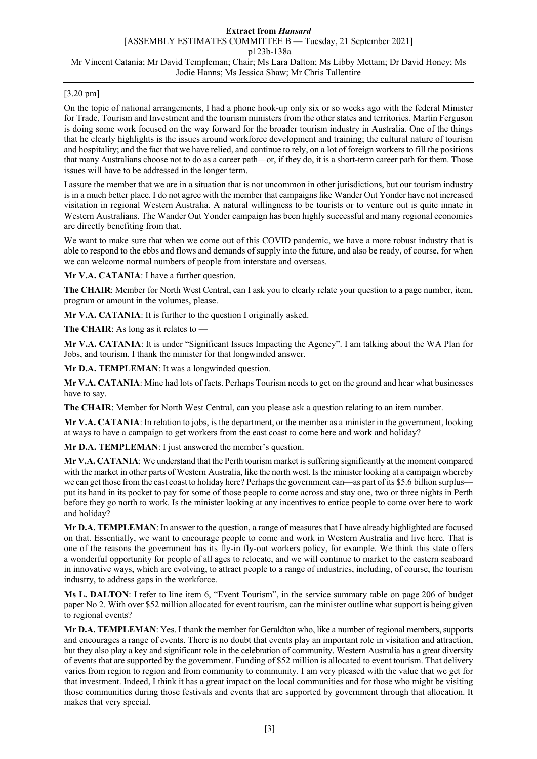[3.20 pm]

On the topic of national arrangements, I had a phone hook-up only six or so weeks ago with the federal Minister for Trade, Tourism and Investment and the tourism ministers from the other states and territories. Martin Ferguson is doing some work focused on the way forward for the broader tourism industry in Australia. One of the things that he clearly highlights is the issues around workforce development and training; the cultural nature of tourism and hospitality; and the fact that we have relied, and continue to rely, on a lot of foreign workers to fill the positions that many Australians choose not to do as a career path—or, if they do, it is a short-term career path for them. Those issues will have to be addressed in the longer term.

I assure the member that we are in a situation that is not uncommon in other jurisdictions, but our tourism industry is in a much better place. I do not agree with the member that campaigns like Wander Out Yonder have not increased visitation in regional Western Australia. A natural willingness to be tourists or to venture out is quite innate in Western Australians. The Wander Out Yonder campaign has been highly successful and many regional economies are directly benefiting from that.

We want to make sure that when we come out of this COVID pandemic, we have a more robust industry that is able to respond to the ebbs and flows and demands of supply into the future, and also be ready, of course, for when we can welcome normal numbers of people from interstate and overseas.

**Mr V.A. CATANIA**: I have a further question.

**The CHAIR**: Member for North West Central, can I ask you to clearly relate your question to a page number, item, program or amount in the volumes, please.

**Mr V.A. CATANIA**: It is further to the question I originally asked.

**The CHAIR**: As long as it relates to —

**Mr V.A. CATANIA**: It is under "Significant Issues Impacting the Agency". I am talking about the WA Plan for Jobs, and tourism. I thank the minister for that longwinded answer.

**Mr D.A. TEMPLEMAN**: It was a longwinded question.

**Mr V.A. CATANIA**: Mine had lots of facts. Perhaps Tourism needs to get on the ground and hear what businesses have to say.

**The CHAIR**: Member for North West Central, can you please ask a question relating to an item number.

**Mr V.A. CATANIA**: In relation to jobs, is the department, or the member as a minister in the government, looking at ways to have a campaign to get workers from the east coast to come here and work and holiday?

**Mr D.A. TEMPLEMAN**: I just answered the member's question.

**Mr V.A. CATANIA**: We understand that the Perth tourism market is suffering significantly at the moment compared with the market in other parts of Western Australia, like the north west. Is the minister looking at a campaign whereby we can get those from the east coast to holiday here? Perhaps the government can—as part of its $5.6 billion surplus—put its hand in its pocket to pay for some of those people to come across and stay one, two or three nights in Perth before they go north to work. Is the minister looking at any incentives to entice people to come over here to work and holiday?

**Mr D.A. TEMPLEMAN**: In answer to the question, a range of measures that I have already highlighted are focused on that. Essentially, we want to encourage people to come and work in Western Australia and live here. That is one of the reasons the government has its fly-in fly-out workers policy, for example. We think this state offers a wonderful opportunity for people of all ages to relocate, and we will continue to market to the eastern seaboard in innovative ways, which are evolving, to attract people to a range of industries, including, of course, the tourism industry, to address gaps in the workforce.

**Ms L. DALTON**: I refer to line item 6, "Event Tourism", in the service summary table on page 206 of budget paper No 2. With over $52 million allocated for event tourism, can the minister outline what support is being given to regional events?

**Mr D.A. TEMPLEMAN**: Yes. I thank the member for Geraldton who, like a number of regional members, supports and encourages a range of events. There is no doubt that events play an important role in visitation and attraction, but they also play a key and significant role in the celebration of community. Western Australia has a great diversity of events that are supported by the government. Funding of $52 million is allocated to event tourism. That delivery varies from region to region and from community to community. I am very pleased with the value that we get for that investment. Indeed, I think it has a great impact on the local communities and for those who might be visiting those communities during those festivals and events that are supported by government through that allocation. It makes that very special.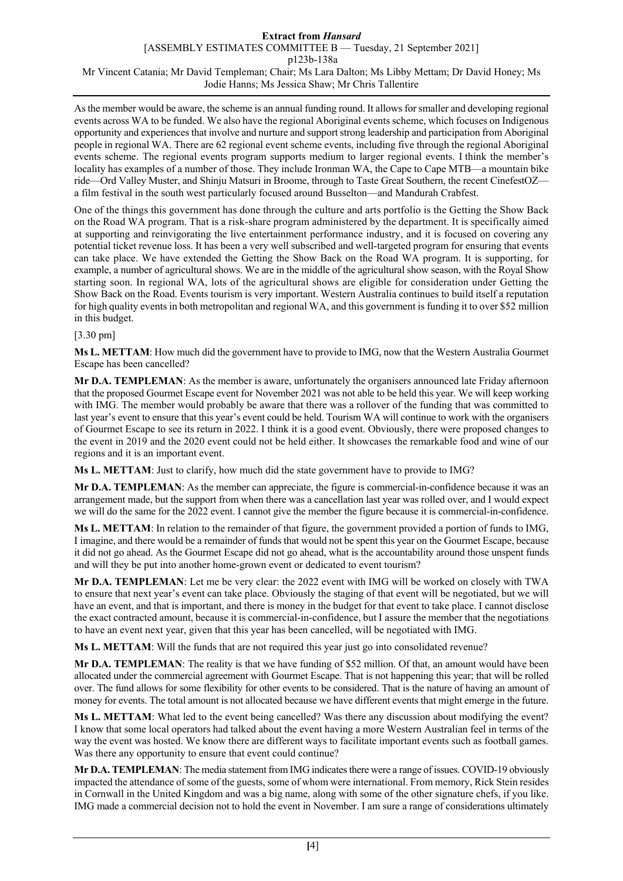As the member would be aware, the scheme is an annual funding round. It allows for smaller and developing regional events across WA to be funded. We also have the regional Aboriginal events scheme, which focuses on Indigenous opportunity and experiences that involve and nurture and support strong leadership and participation from Aboriginal people in regional WA. There are 62 regional event scheme events, including five through the regional Aboriginal events scheme. The regional events program supports medium to larger regional events. I think the member's locality has examples of a number of those. They include Ironman WA, the Cape to Cape MTB—a mountain bike ride—Ord Valley Muster, and Shinju Matsuri in Broome, through to Taste Great Southern, the recent CinefestOZ—a film festival in the south west particularly focused around Busselton—and Mandurah Crabfest.

One of the things this government has done through the culture and arts portfolio is the Getting the Show Back on the Road WA program. That is a risk-share program administered by the department. It is specifically aimed at supporting and reinvigorating the live entertainment performance industry, and it is focused on covering any potential ticket revenue loss. It has been a very well subscribed and well-targeted program for ensuring that events can take place. We have extended the Getting the Show Back on the Road WA program. It is supporting, for example, a number of agricultural shows. We are in the middle of the agricultural show season, with the Royal Show starting soon. In regional WA, lots of the agricultural shows are eligible for consideration under Getting the Show Back on the Road. Events tourism is very important. Western Australia continues to build itself a reputation for high quality events in both metropolitan and regional WA, and this government is funding it to over $52 million in this budget.

[3.30 pm]

**Ms L. METTAM**: How much did the government have to provide to IMG, now that the Western Australia Gourmet Escape has been cancelled?

**Mr D.A. TEMPLEMAN**: As the member is aware, unfortunately the organisers announced late Friday afternoon that the proposed Gourmet Escape event for November 2021 was not able to be held this year. We will keep working with IMG. The member would probably be aware that there was a rollover of the funding that was committed to last year's event to ensure that this year's event could be held. Tourism WA will continue to work with the organisers of Gourmet Escape to see its return in 2022. I think it is a good event. Obviously, there were proposed changes to the event in 2019 and the 2020 event could not be held either. It showcases the remarkable food and wine of our regions and it is an important event.

**Ms L. METTAM**: Just to clarify, how much did the state government have to provide to IMG?

**Mr D.A. TEMPLEMAN**: As the member can appreciate, the figure is commercial-in-confidence because it was an arrangement made, but the support from when there was a cancellation last year was rolled over, and I would expect we will do the same for the 2022 event. I cannot give the member the figure because it is commercial-in-confidence.

**Ms L. METTAM**: In relation to the remainder of that figure, the government provided a portion of funds to IMG, I imagine, and there would be a remainder of funds that would not be spent this year on the Gourmet Escape, because it did not go ahead. As the Gourmet Escape did not go ahead, what is the accountability around those unspent funds and will they be put into another home-grown event or dedicated to event tourism?

**Mr D.A. TEMPLEMAN**: Let me be very clear: the 2022 event with IMG will be worked on closely with TWA to ensure that next year's event can take place. Obviously the staging of that event will be negotiated, but we will have an event, and that is important, and there is money in the budget for that event to take place. I cannot disclose the exact contracted amount, because it is commercial-in-confidence, but I assure the member that the negotiations to have an event next year, given that this year has been cancelled, will be negotiated with IMG.

**Ms L. METTAM**: Will the funds that are not required this year just go into consolidated revenue?

**Mr D.A. TEMPLEMAN**: The reality is that we have funding of $52 million. Of that, an amount would have been allocated under the commercial agreement with Gourmet Escape. That is not happening this year; that will be rolled over. The fund allows for some flexibility for other events to be considered. That is the nature of having an amount of money for events. The total amount is not allocated because we have different events that might emerge in the future.

**Ms L. METTAM**: What led to the event being cancelled? Was there any discussion about modifying the event? I know that some local operators had talked about the event having a more Western Australian feel in terms of the way the event was hosted. We know there are different ways to facilitate important events such as football games. Was there any opportunity to ensure that event could continue?

**Mr D.A. TEMPLEMAN**: The media statement from IMG indicates there were a range of issues. COVID-19 obviously impacted the attendance of some of the guests, some of whom were international. From memory, Rick Stein resides in Cornwall in the United Kingdom and was a big name, along with some of the other signature chefs, if you like. IMG made a commercial decision not to hold the event in November. I am sure a range of considerations ultimately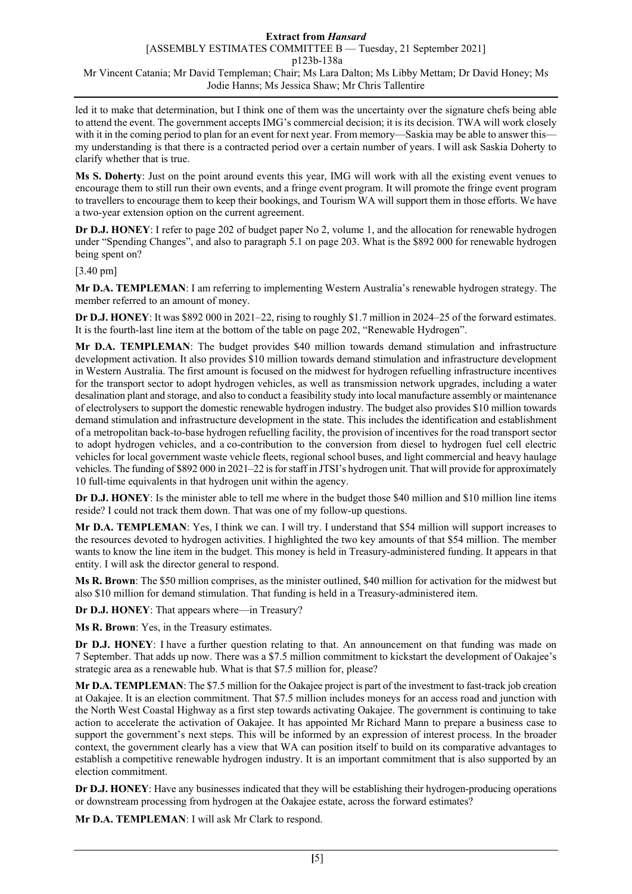led it to make that determination, but I think one of them was the uncertainty over the signature chefs being able to attend the event. The government accepts IMG's commercial decision; it is its decision. TWA will work closely with it in the coming period to plan for an event for next year. From memory—Saskia may be able to answer this—my understanding is that there is a contracted period over a certain number of years. I will ask Saskia Doherty to clarify whether that is true.

**Ms S. Doherty**: Just on the point around events this year, IMG will work with all the existing event venues to encourage them to still run their own events, and a fringe event program. It will promote the fringe event program to travellers to encourage them to keep their bookings, and Tourism WA will support them in those efforts. We have a two-year extension option on the current agreement.

**Dr D.J. HONEY**: I refer to page 202 of budget paper No 2, volume 1, and the allocation for renewable hydrogen under "Spending Changes", and also to paragraph 5.1 on page 203. What is the $892 000 for renewable hydrogen being spent on?

[3.40 pm]

**Mr D.A. TEMPLEMAN**: I am referring to implementing Western Australia's renewable hydrogen strategy. The member referred to an amount of money.

**Dr D.J. HONEY**: It was $892 000 in 2021–22, rising to roughly $1.7 million in 2024–25 of the forward estimates. It is the fourth-last line item at the bottom of the table on page 202, "Renewable Hydrogen".

**Mr D.A. TEMPLEMAN**: The budget provides $40 million towards demand stimulation and infrastructure development activation. It also provides $10 million towards demand stimulation and infrastructure development in Western Australia. The first amount is focused on the midwest for hydrogen refuelling infrastructure incentives for the transport sector to adopt hydrogen vehicles, as well as transmission network upgrades, including a water desalination plant and storage, and also to conduct a feasibility study into local manufacture assembly or maintenance of electrolysers to support the domestic renewable hydrogen industry. The budget also provides $10 million towards demand stimulation and infrastructure development in the state. This includes the identification and establishment of a metropolitan back-to-base hydrogen refuelling facility, the provision of incentives for the road transport sector to adopt hydrogen vehicles, and a co-contribution to the conversion from diesel to hydrogen fuel cell electric vehicles for local government waste vehicle fleets, regional school buses, and light commercial and heavy haulage vehicles. The funding of $892 000 in 2021–22 is for staff in JTSI's hydrogen unit. That will provide for approximately 10 full-time equivalents in that hydrogen unit within the agency.

**Dr D.J. HONEY**: Is the minister able to tell me where in the budget those $40 million and $10 million line items reside? I could not track them down. That was one of my follow-up questions.

**Mr D.A. TEMPLEMAN**: Yes, I think we can. I will try. I understand that $54 million will support increases to the resources devoted to hydrogen activities. I highlighted the two key amounts of that $54 million. The member wants to know the line item in the budget. This money is held in Treasury-administered funding. It appears in that entity. I will ask the director general to respond.

**Ms R. Brown**: The $50 million comprises, as the minister outlined, $40 million for activation for the midwest but also $10 million for demand stimulation. That funding is held in a Treasury-administered item.

**Dr D.J. HONEY**: That appears where—in Treasury?

**Ms R. Brown**: Yes, in the Treasury estimates.

**Dr D.J. HONEY**: I have a further question relating to that. An announcement on that funding was made on 7 September. That adds up now. There was a $7.5 million commitment to kickstart the development of Oakajee's strategic area as a renewable hub. What is that $7.5 million for, please?

**Mr D.A. TEMPLEMAN**: The $7.5 million for the Oakajee project is part of the investment to fast-track job creation at Oakajee. It is an election commitment. That $7.5 million includes moneys for an access road and junction with the North West Coastal Highway as a first step towards activating Oakajee. The government is continuing to take action to accelerate the activation of Oakajee. It has appointed Mr Richard Mann to prepare a business case to support the government's next steps. This will be informed by an expression of interest process. In the broader context, the government clearly has a view that WA can position itself to build on its comparative advantages to establish a competitive renewable hydrogen industry. It is an important commitment that is also supported by an election commitment.

**Dr D.J. HONEY**: Have any businesses indicated that they will be establishing their hydrogen-producing operations or downstream processing from hydrogen at the Oakajee estate, across the forward estimates?

**Mr D.A. TEMPLEMAN**: I will ask Mr Clark to respond.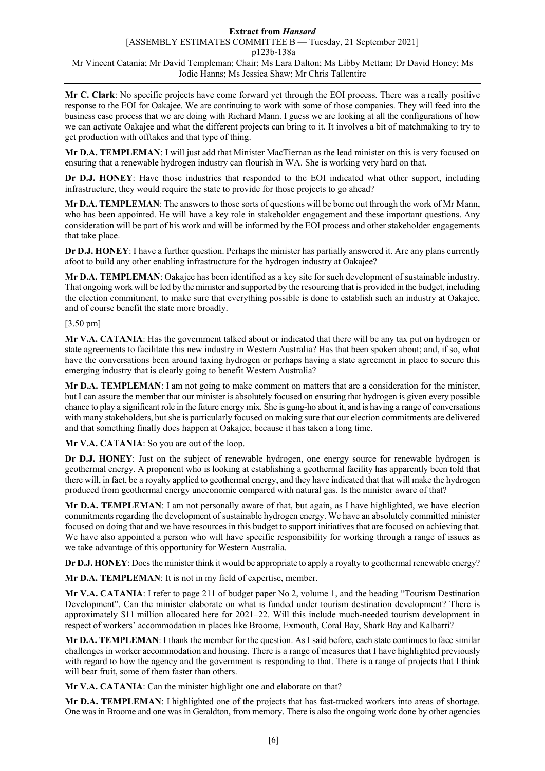**Mr C. Clark**: No specific projects have come forward yet through the EOI process. There was a really positive response to the EOI for Oakajee. We are continuing to work with some of those companies. They will feed into the business case process that we are doing with Richard Mann. I guess we are looking at all the configurations of how we can activate Oakajee and what the different projects can bring to it. It involves a bit of matchmaking to try to get production with offtakes and that type of thing.

**Mr D.A. TEMPLEMAN**: I will just add that Minister MacTiernan as the lead minister on this is very focused on ensuring that a renewable hydrogen industry can flourish in WA. She is working very hard on that.

**Dr D.J. HONEY**: Have those industries that responded to the EOI indicated what other support, including infrastructure, they would require the state to provide for those projects to go ahead?

**Mr D.A. TEMPLEMAN**: The answers to those sorts of questions will be borne out through the work of Mr Mann, who has been appointed. He will have a key role in stakeholder engagement and these important questions. Any consideration will be part of his work and will be informed by the EOI process and other stakeholder engagements that take place.

**Dr D.J. HONEY**: I have a further question. Perhaps the minister has partially answered it. Are any plans currently afoot to build any other enabling infrastructure for the hydrogen industry at Oakajee?

**Mr D.A. TEMPLEMAN**: Oakajee has been identified as a key site for such development of sustainable industry. That ongoing work will be led by the minister and supported by the resourcing that is provided in the budget, including the election commitment, to make sure that everything possible is done to establish such an industry at Oakajee, and of course benefit the state more broadly.

[3.50 pm]

**Mr V.A. CATANIA**: Has the government talked about or indicated that there will be any tax put on hydrogen or state agreements to facilitate this new industry in Western Australia? Has that been spoken about; and, if so, what have the conversations been around taxing hydrogen or perhaps having a state agreement in place to secure this emerging industry that is clearly going to benefit Western Australia?

**Mr D.A. TEMPLEMAN**: I am not going to make comment on matters that are a consideration for the minister, but I can assure the member that our minister is absolutely focused on ensuring that hydrogen is given every possible chance to play a significant role in the future energy mix. She is gung-ho about it, and is having a range of conversations with many stakeholders, but she is particularly focused on making sure that our election commitments are delivered and that something finally does happen at Oakajee, because it has taken a long time.

**Mr V.A. CATANIA**: So you are out of the loop.

**Dr D.J. HONEY**: Just on the subject of renewable hydrogen, one energy source for renewable hydrogen is geothermal energy. A proponent who is looking at establishing a geothermal facility has apparently been told that there will, in fact, be a royalty applied to geothermal energy, and they have indicated that that will make the hydrogen produced from geothermal energy uneconomic compared with natural gas. Is the minister aware of that?

**Mr D.A. TEMPLEMAN**: I am not personally aware of that, but again, as I have highlighted, we have election commitments regarding the development of sustainable hydrogen energy. We have an absolutely committed minister focused on doing that and we have resources in this budget to support initiatives that are focused on achieving that. We have also appointed a person who will have specific responsibility for working through a range of issues as we take advantage of this opportunity for Western Australia.

**Dr D.J. HONEY**: Does the minister think it would be appropriate to apply a royalty to geothermal renewable energy?

**Mr D.A. TEMPLEMAN**: It is not in my field of expertise, member.

**Mr V.A. CATANIA**: I refer to page 211 of budget paper No 2, volume 1, and the heading "Tourism Destination Development". Can the minister elaborate on what is funded under tourism destination development? There is approximately $11 million allocated here for 2021–22. Will this include much-needed tourism development in respect of workers' accommodation in places like Broome, Exmouth, Coral Bay, Shark Bay and Kalbarri?

**Mr D.A. TEMPLEMAN**: I thank the member for the question. As I said before, each state continues to face similar challenges in worker accommodation and housing. There is a range of measures that I have highlighted previously with regard to how the agency and the government is responding to that. There is a range of projects that I think will bear fruit, some of them faster than others.

**Mr V.A. CATANIA**: Can the minister highlight one and elaborate on that?

**Mr D.A. TEMPLEMAN**: I highlighted one of the projects that has fast-tracked workers into areas of shortage. One was in Broome and one was in Geraldton, from memory. There is also the ongoing work done by other agencies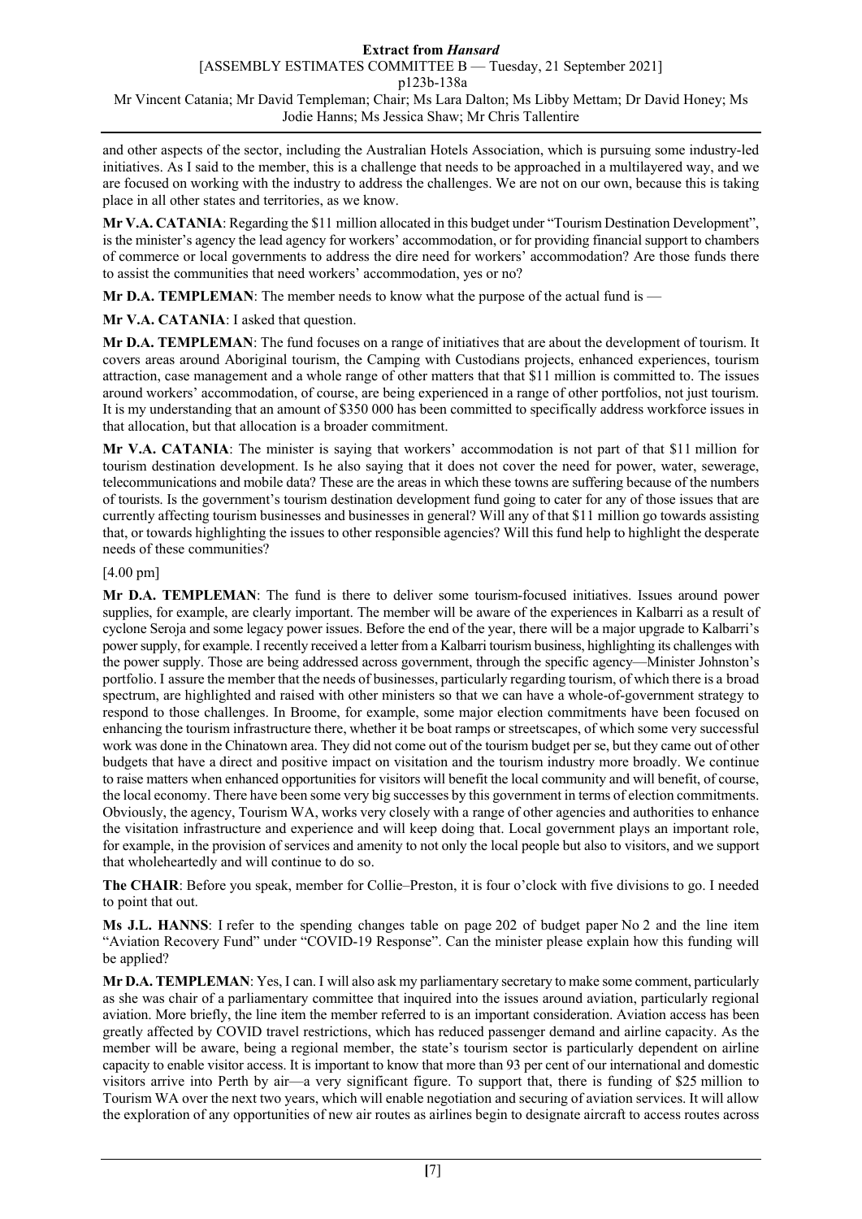and other aspects of the sector, including the Australian Hotels Association, which is pursuing some industry-led initiatives. As I said to the member, this is a challenge that needs to be approached in a multilayered way, and we are focused on working with the industry to address the challenges. We are not on our own, because this is taking place in all other states and territories, as we know.

**Mr V.A. CATANIA**: Regarding the $11 million allocated in this budget under "Tourism Destination Development", is the minister's agency the lead agency for workers' accommodation, or for providing financial support to chambers of commerce or local governments to address the dire need for workers' accommodation? Are those funds there to assist the communities that need workers' accommodation, yes or no?

**Mr D.A. TEMPLEMAN**: The member needs to know what the purpose of the actual fund is —

**Mr V.A. CATANIA**: I asked that question.

**Mr D.A. TEMPLEMAN**: The fund focuses on a range of initiatives that are about the development of tourism. It covers areas around Aboriginal tourism, the Camping with Custodians projects, enhanced experiences, tourism attraction, case management and a whole range of other matters that that $11 million is committed to. The issues around workers' accommodation, of course, are being experienced in a range of other portfolios, not just tourism. It is my understanding that an amount of $350 000 has been committed to specifically address workforce issues in that allocation, but that allocation is a broader commitment.

**Mr V.A. CATANIA**: The minister is saying that workers' accommodation is not part of that $11 million for tourism destination development. Is he also saying that it does not cover the need for power, water, sewerage, telecommunications and mobile data? These are the areas in which these towns are suffering because of the numbers of tourists. Is the government's tourism destination development fund going to cater for any of those issues that are currently affecting tourism businesses and businesses in general? Will any of that $11 million go towards assisting that, or towards highlighting the issues to other responsible agencies? Will this fund help to highlight the desperate needs of these communities?

[4.00 pm]

**Mr D.A. TEMPLEMAN**: The fund is there to deliver some tourism-focused initiatives. Issues around power supplies, for example, are clearly important. The member will be aware of the experiences in Kalbarri as a result of cyclone Seroja and some legacy power issues. Before the end of the year, there will be a major upgrade to Kalbarri's power supply, for example. I recently received a letter from a Kalbarri tourism business, highlighting its challenges with the power supply. Those are being addressed across government, through the specific agency—Minister Johnston's portfolio. I assure the member that the needs of businesses, particularly regarding tourism, of which there is a broad spectrum, are highlighted and raised with other ministers so that we can have a whole-of-government strategy to respond to those challenges. In Broome, for example, some major election commitments have been focused on enhancing the tourism infrastructure there, whether it be boat ramps or streetscapes, of which some very successful work was done in the Chinatown area. They did not come out of the tourism budget per se, but they came out of other budgets that have a direct and positive impact on visitation and the tourism industry more broadly. We continue to raise matters when enhanced opportunities for visitors will benefit the local community and will benefit, of course, the local economy. There have been some very big successes by this government in terms of election commitments. Obviously, the agency, Tourism WA, works very closely with a range of other agencies and authorities to enhance the visitation infrastructure and experience and will keep doing that. Local government plays an important role, for example, in the provision of services and amenity to not only the local people but also to visitors, and we support that wholeheartedly and will continue to do so.

**The CHAIR**: Before you speak, member for Collie–Preston, it is four o'clock with five divisions to go. I needed to point that out.

**Ms J.L. HANNS**: I refer to the spending changes table on page 202 of budget paper No 2 and the line item "Aviation Recovery Fund" under "COVID-19 Response". Can the minister please explain how this funding will be applied?

**Mr D.A. TEMPLEMAN**: Yes, I can. I will also ask my parliamentary secretary to make some comment, particularly as she was chair of a parliamentary committee that inquired into the issues around aviation, particularly regional aviation. More briefly, the line item the member referred to is an important consideration. Aviation access has been greatly affected by COVID travel restrictions, which has reduced passenger demand and airline capacity. As the member will be aware, being a regional member, the state's tourism sector is particularly dependent on airline capacity to enable visitor access. It is important to know that more than 93 per cent of our international and domestic visitors arrive into Perth by air—a very significant figure. To support that, there is funding of $25 million to Tourism WA over the next two years, which will enable negotiation and securing of aviation services. It will allow the exploration of any opportunities of new air routes as airlines begin to designate aircraft to access routes across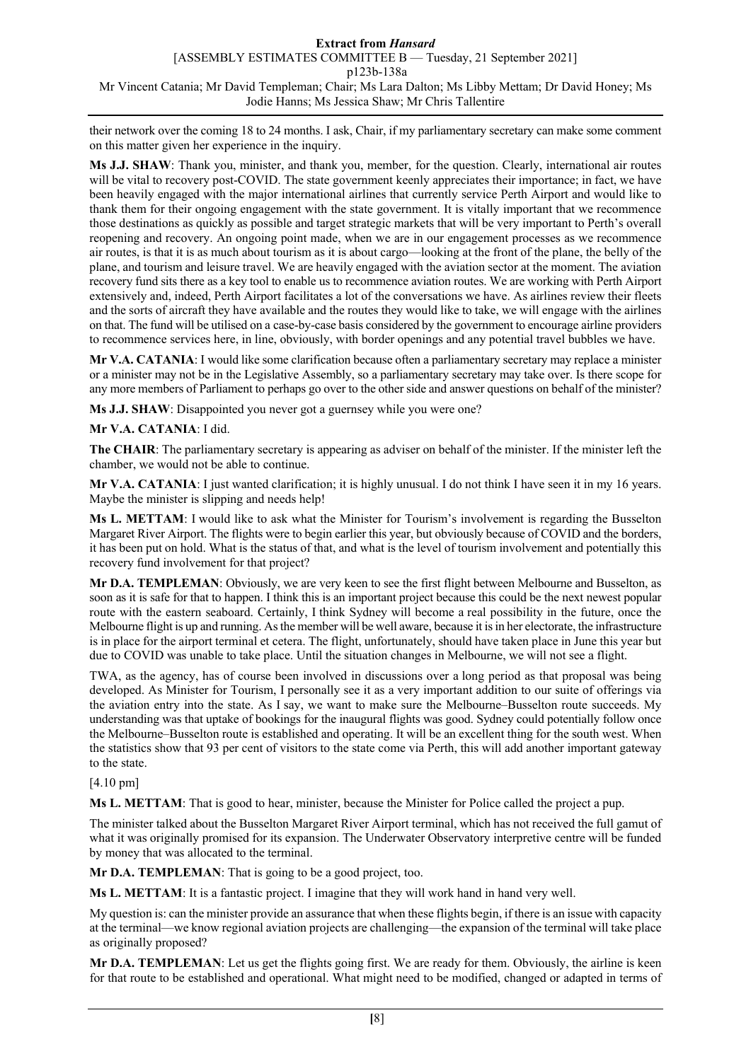their network over the coming 18 to 24 months. I ask, Chair, if my parliamentary secretary can make some comment on this matter given her experience in the inquiry.

**Ms J.J. SHAW**: Thank you, minister, and thank you, member, for the question. Clearly, international air routes will be vital to recovery post-COVID. The state government keenly appreciates their importance; in fact, we have been heavily engaged with the major international airlines that currently service Perth Airport and would like to thank them for their ongoing engagement with the state government. It is vitally important that we recommence those destinations as quickly as possible and target strategic markets that will be very important to Perth's overall reopening and recovery. An ongoing point made, when we are in our engagement processes as we recommence air routes, is that it is as much about tourism as it is about cargo—looking at the front of the plane, the belly of the plane, and tourism and leisure travel. We are heavily engaged with the aviation sector at the moment. The aviation recovery fund sits there as a key tool to enable us to recommence aviation routes. We are working with Perth Airport extensively and, indeed, Perth Airport facilitates a lot of the conversations we have. As airlines review their fleets and the sorts of aircraft they have available and the routes they would like to take, we will engage with the airlines on that. The fund will be utilised on a case-by-case basis considered by the government to encourage airline providers to recommence services here, in line, obviously, with border openings and any potential travel bubbles we have.

**Mr V.A. CATANIA**: I would like some clarification because often a parliamentary secretary may replace a minister or a minister may not be in the Legislative Assembly, so a parliamentary secretary may take over. Is there scope for any more members of Parliament to perhaps go over to the other side and answer questions on behalf of the minister?

**Ms J.J. SHAW**: Disappointed you never got a guernsey while you were one?

**Mr V.A. CATANIA**: I did.

**The CHAIR**: The parliamentary secretary is appearing as adviser on behalf of the minister. If the minister left the chamber, we would not be able to continue.

**Mr V.A. CATANIA**: I just wanted clarification; it is highly unusual. I do not think I have seen it in my 16 years. Maybe the minister is slipping and needs help!

**Ms L. METTAM**: I would like to ask what the Minister for Tourism's involvement is regarding the Busselton Margaret River Airport. The flights were to begin earlier this year, but obviously because of COVID and the borders, it has been put on hold. What is the status of that, and what is the level of tourism involvement and potentially this recovery fund involvement for that project?

**Mr D.A. TEMPLEMAN**: Obviously, we are very keen to see the first flight between Melbourne and Busselton, as soon as it is safe for that to happen. I think this is an important project because this could be the next newest popular route with the eastern seaboard. Certainly, I think Sydney will become a real possibility in the future, once the Melbourne flight is up and running. As the member will be well aware, because it is in her electorate, the infrastructure is in place for the airport terminal et cetera. The flight, unfortunately, should have taken place in June this year but due to COVID was unable to take place. Until the situation changes in Melbourne, we will not see a flight.

TWA, as the agency, has of course been involved in discussions over a long period as that proposal was being developed. As Minister for Tourism, I personally see it as a very important addition to our suite of offerings via the aviation entry into the state. As I say, we want to make sure the Melbourne–Busselton route succeeds. My understanding was that uptake of bookings for the inaugural flights was good. Sydney could potentially follow once the Melbourne–Busselton route is established and operating. It will be an excellent thing for the south west. When the statistics show that 93 per cent of visitors to the state come via Perth, this will add another important gateway to the state.

[4.10 pm]

**Ms L. METTAM**: That is good to hear, minister, because the Minister for Police called the project a pup.

The minister talked about the Busselton Margaret River Airport terminal, which has not received the full gamut of what it was originally promised for its expansion. The Underwater Observatory interpretive centre will be funded by money that was allocated to the terminal.

**Mr D.A. TEMPLEMAN**: That is going to be a good project, too.

**Ms L. METTAM**: It is a fantastic project. I imagine that they will work hand in hand very well.

My question is: can the minister provide an assurance that when these flights begin, if there is an issue with capacity at the terminal—we know regional aviation projects are challenging—the expansion of the terminal will take place as originally proposed?

**Mr D.A. TEMPLEMAN**: Let us get the flights going first. We are ready for them. Obviously, the airline is keen for that route to be established and operational. What might need to be modified, changed or adapted in terms of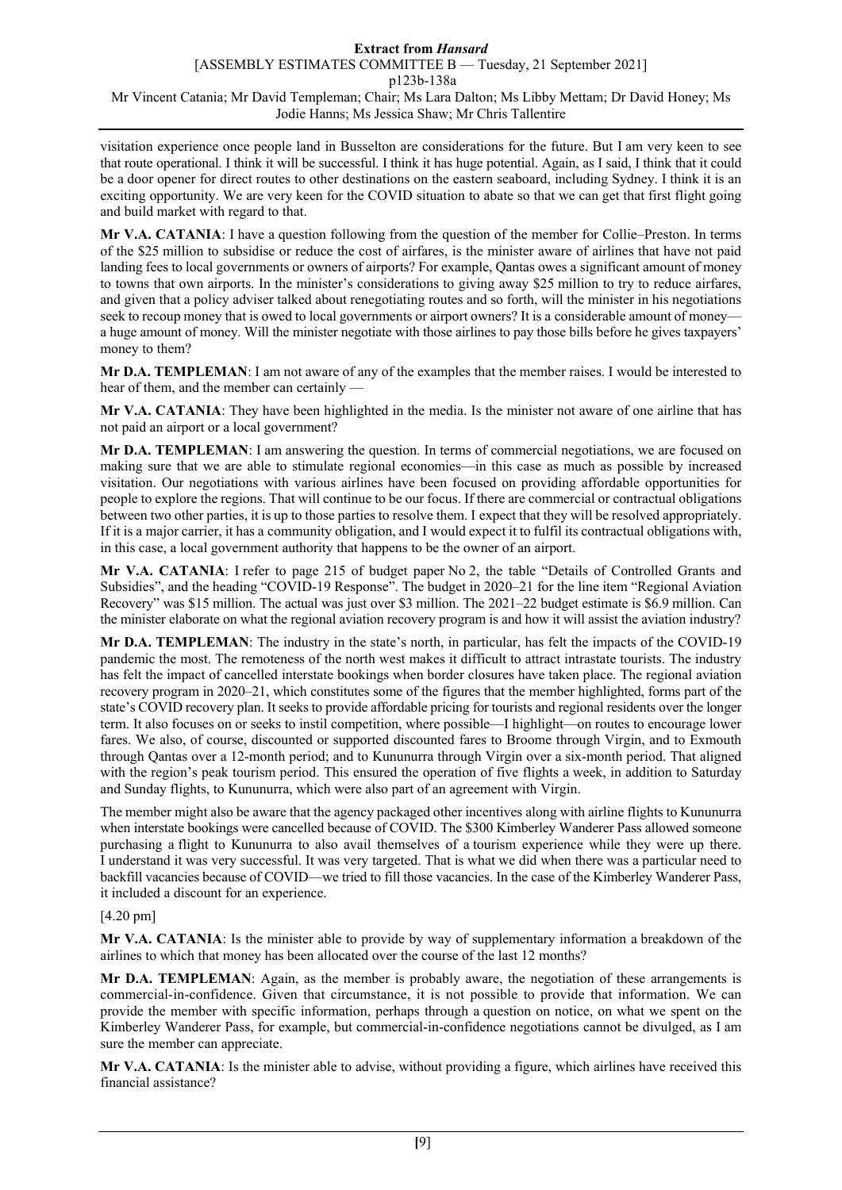visitation experience once people land in Busselton are considerations for the future. But I am very keen to see that route operational. I think it will be successful. I think it has huge potential. Again, as I said, I think that it could be a door opener for direct routes to other destinations on the eastern seaboard, including Sydney. I think it is an exciting opportunity. We are very keen for the COVID situation to abate so that we can get that first flight going and build market with regard to that.

**Mr V.A. CATANIA**: I have a question following from the question of the member for Collie–Preston. In terms of the $25 million to subsidise or reduce the cost of airfares, is the minister aware of airlines that have not paid landing fees to local governments or owners of airports? For example, Qantas owes a significant amount of money to towns that own airports. In the minister's considerations to giving away $25 million to try to reduce airfares, and given that a policy adviser talked about renegotiating routes and so forth, will the minister in his negotiations seek to recoup money that is owed to local governments or airport owners? It is a considerable amount of money—a huge amount of money. Will the minister negotiate with those airlines to pay those bills before he gives taxpayers' money to them?

**Mr D.A. TEMPLEMAN**: I am not aware of any of the examples that the member raises. I would be interested to hear of them, and the member can certainly —

**Mr V.A. CATANIA**: They have been highlighted in the media. Is the minister not aware of one airline that has not paid an airport or a local government?

**Mr D.A. TEMPLEMAN**: I am answering the question. In terms of commercial negotiations, we are focused on making sure that we are able to stimulate regional economies—in this case as much as possible by increased visitation. Our negotiations with various airlines have been focused on providing affordable opportunities for people to explore the regions. That will continue to be our focus. If there are commercial or contractual obligations between two other parties, it is up to those parties to resolve them. I expect that they will be resolved appropriately. If it is a major carrier, it has a community obligation, and I would expect it to fulfil its contractual obligations with, in this case, a local government authority that happens to be the owner of an airport.

**Mr V.A. CATANIA**: I refer to page 215 of budget paper No 2, the table "Details of Controlled Grants and Subsidies", and the heading "COVID-19 Response". The budget in 2020–21 for the line item "Regional Aviation Recovery" was $15 million. The actual was just over $3 million. The 2021–22 budget estimate is $6.9 million. Can the minister elaborate on what the regional aviation recovery program is and how it will assist the aviation industry?

**Mr D.A. TEMPLEMAN**: The industry in the state's north, in particular, has felt the impacts of the COVID-19 pandemic the most. The remoteness of the north west makes it difficult to attract intrastate tourists. The industry has felt the impact of cancelled interstate bookings when border closures have taken place. The regional aviation recovery program in 2020–21, which constitutes some of the figures that the member highlighted, forms part of the state's COVID recovery plan. It seeks to provide affordable pricing for tourists and regional residents over the longer term. It also focuses on or seeks to instil competition, where possible—I highlight—on routes to encourage lower fares. We also, of course, discounted or supported discounted fares to Broome through Virgin, and to Exmouth through Qantas over a 12-month period; and to Kununurra through Virgin over a six-month period. That aligned with the region's peak tourism period. This ensured the operation of five flights a week, in addition to Saturday and Sunday flights, to Kununurra, which were also part of an agreement with Virgin.

The member might also be aware that the agency packaged other incentives along with airline flights to Kununurra when interstate bookings were cancelled because of COVID. The $300 Kimberley Wanderer Pass allowed someone purchasing a flight to Kununurra to also avail themselves of a tourism experience while they were up there. I understand it was very successful. It was very targeted. That is what we did when there was a particular need to backfill vacancies because of COVID—we tried to fill those vacancies. In the case of the Kimberley Wanderer Pass, it included a discount for an experience.

[4.20 pm]

**Mr V.A. CATANIA**: Is the minister able to provide by way of supplementary information a breakdown of the airlines to which that money has been allocated over the course of the last 12 months?

**Mr D.A. TEMPLEMAN**: Again, as the member is probably aware, the negotiation of these arrangements is commercial-in-confidence. Given that circumstance, it is not possible to provide that information. We can provide the member with specific information, perhaps through a question on notice, on what we spent on the Kimberley Wanderer Pass, for example, but commercial-in-confidence negotiations cannot be divulged, as I am sure the member can appreciate.

**Mr V.A. CATANIA**: Is the minister able to advise, without providing a figure, which airlines have received this financial assistance?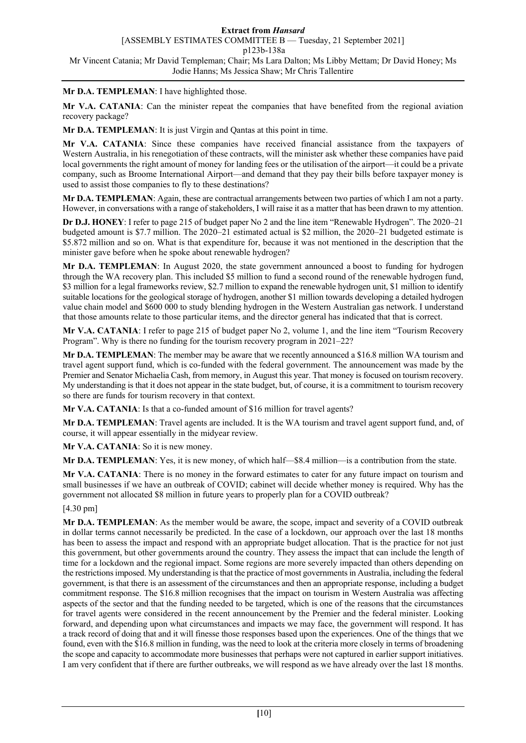**Mr D.A. TEMPLEMAN**: I have highlighted those.

**Mr V.A. CATANIA**: Can the minister repeat the companies that have benefited from the regional aviation recovery package?

**Mr D.A. TEMPLEMAN**: It is just Virgin and Qantas at this point in time.

**Mr V.A. CATANIA**: Since these companies have received financial assistance from the taxpayers of Western Australia, in his renegotiation of these contracts, will the minister ask whether these companies have paid local governments the right amount of money for landing fees or the utilisation of the airport—it could be a private company, such as Broome International Airport—and demand that they pay their bills before taxpayer money is used to assist those companies to fly to these destinations?

**Mr D.A. TEMPLEMAN**: Again, these are contractual arrangements between two parties of which I am not a party. However, in conversations with a range of stakeholders, I will raise it as a matter that has been drawn to my attention.

**Dr D.J. HONEY**: I refer to page 215 of budget paper No 2 and the line item "Renewable Hydrogen". The 2020–21 budgeted amount is \$7.7 million. The 2020–21 estimated actual is \$2 million, the 2020–21 budgeted estimate is \$5.872 million and so on. What is that expenditure for, because it was not mentioned in the description that the minister gave before when he spoke about renewable hydrogen?

**Mr D.A. TEMPLEMAN**: In August 2020, the state government announced a boost to funding for hydrogen through the WA recovery plan. This included \$5 million to fund a second round of the renewable hydrogen fund, \$3 million for a legal frameworks review, \$2.7 million to expand the renewable hydrogen unit, \$1 million to identify suitable locations for the geological storage of hydrogen, another \$1 million towards developing a detailed hydrogen value chain model and \$600 000 to study blending hydrogen in the Western Australian gas network. I understand that those amounts relate to those particular items, and the director general has indicated that that is correct.

**Mr V.A. CATANIA**: I refer to page 215 of budget paper No 2, volume 1, and the line item "Tourism Recovery Program". Why is there no funding for the tourism recovery program in 2021–22?

**Mr D.A. TEMPLEMAN**: The member may be aware that we recently announced a \$16.8 million WA tourism and travel agent support fund, which is co-funded with the federal government. The announcement was made by the Premier and Senator Michaelia Cash, from memory, in August this year. That money is focused on tourism recovery. My understanding is that it does not appear in the state budget, but, of course, it is a commitment to tourism recovery so there are funds for tourism recovery in that context.

**Mr V.A. CATANIA**: Is that a co-funded amount of \$16 million for travel agents?

**Mr D.A. TEMPLEMAN**: Travel agents are included. It is the WA tourism and travel agent support fund, and, of course, it will appear essentially in the midyear review.

**Mr V.A. CATANIA**: So it is new money.

**Mr D.A. TEMPLEMAN**: Yes, it is new money, of which half—\$8.4 million—is a contribution from the state.

**Mr V.A. CATANIA**: There is no money in the forward estimates to cater for any future impact on tourism and small businesses if we have an outbreak of COVID; cabinet will decide whether money is required. Why has the government not allocated \$8 million in future years to properly plan for a COVID outbreak?

[4.30 pm]

**Mr D.A. TEMPLEMAN**: As the member would be aware, the scope, impact and severity of a COVID outbreak in dollar terms cannot necessarily be predicted. In the case of a lockdown, our approach over the last 18 months has been to assess the impact and respond with an appropriate budget allocation. That is the practice for not just this government, but other governments around the country. They assess the impact that can include the length of time for a lockdown and the regional impact. Some regions are more severely impacted than others depending on the restrictions imposed. My understanding is that the practice of most governments in Australia, including the federal government, is that there is an assessment of the circumstances and then an appropriate response, including a budget commitment response. The \$16.8 million recognises that the impact on tourism in Western Australia was affecting aspects of the sector and that the funding needed to be targeted, which is one of the reasons that the circumstances for travel agents were considered in the recent announcement by the Premier and the federal minister. Looking forward, and depending upon what circumstances and impacts we may face, the government will respond. It has a track record of doing that and it will finesse those responses based upon the experiences. One of the things that we found, even with the \$16.8 million in funding, was the need to look at the criteria more closely in terms of broadening the scope and capacity to accommodate more businesses that perhaps were not captured in earlier support initiatives. I am very confident that if there are further outbreaks, we will respond as we have already over the last 18 months.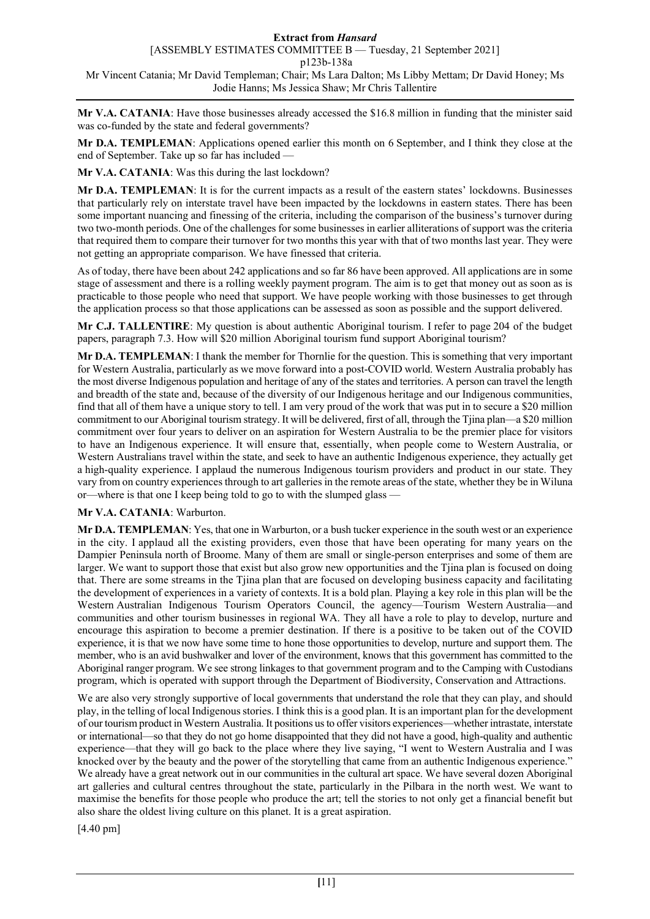**Mr V.A. CATANIA**: Have those businesses already accessed the $16.8 million in funding that the minister said was co-funded by the state and federal governments?

**Mr D.A. TEMPLEMAN**: Applications opened earlier this month on 6 September, and I think they close at the end of September. Take up so far has included —

**Mr V.A. CATANIA**: Was this during the last lockdown?

**Mr D.A. TEMPLEMAN**: It is for the current impacts as a result of the eastern states' lockdowns. Businesses that particularly rely on interstate travel have been impacted by the lockdowns in eastern states. There has been some important nuancing and finessing of the criteria, including the comparison of the business's turnover during two two-month periods. One of the challenges for some businesses in earlier alliterations of support was the criteria that required them to compare their turnover for two months this year with that of two months last year. They were not getting an appropriate comparison. We have finessed that criteria.

As of today, there have been about 242 applications and so far 86 have been approved. All applications are in some stage of assessment and there is a rolling weekly payment program. The aim is to get that money out as soon as is practicable to those people who need that support. We have people working with those businesses to get through the application process so that those applications can be assessed as soon as possible and the support delivered.

**Mr C.J. TALLENTIRE**: My question is about authentic Aboriginal tourism. I refer to page 204 of the budget papers, paragraph 7.3. How will $20 million Aboriginal tourism fund support Aboriginal tourism?

**Mr D.A. TEMPLEMAN**: I thank the member for Thornlie for the question. This is something that very important for Western Australia, particularly as we move forward into a post-COVID world. Western Australia probably has the most diverse Indigenous population and heritage of any of the states and territories. A person can travel the length and breadth of the state and, because of the diversity of our Indigenous heritage and our Indigenous communities, find that all of them have a unique story to tell. I am very proud of the work that was put in to secure a $20 million commitment to our Aboriginal tourism strategy. It will be delivered, first of all, through the Tjina plan—a $20 million commitment over four years to deliver on an aspiration for Western Australia to be the premier place for visitors to have an Indigenous experience. It will ensure that, essentially, when people come to Western Australia, or Western Australians travel within the state, and seek to have an authentic Indigenous experience, they actually get a high-quality experience. I applaud the numerous Indigenous tourism providers and product in our state. They vary from on country experiences through to art galleries in the remote areas of the state, whether they be in Wiluna or—where is that one I keep being told to go to with the slumped glass —

**Mr V.A. CATANIA**: Warburton.

**Mr D.A. TEMPLEMAN**: Yes, that one in Warburton, or a bush tucker experience in the south west or an experience in the city. I applaud all the existing providers, even those that have been operating for many years on the Dampier Peninsula north of Broome. Many of them are small or single-person enterprises and some of them are larger. We want to support those that exist but also grow new opportunities and the Tjina plan is focused on doing that. There are some streams in the Tjina plan that are focused on developing business capacity and facilitating the development of experiences in a variety of contexts. It is a bold plan. Playing a key role in this plan will be the Western Australian Indigenous Tourism Operators Council, the agency—Tourism Western Australia—and communities and other tourism businesses in regional WA. They all have a role to play to develop, nurture and encourage this aspiration to become a premier destination. If there is a positive to be taken out of the COVID experience, it is that we now have some time to hone those opportunities to develop, nurture and support them. The member, who is an avid bushwalker and lover of the environment, knows that this government has committed to the Aboriginal ranger program. We see strong linkages to that government program and to the Camping with Custodians program, which is operated with support through the Department of Biodiversity, Conservation and Attractions.

We are also very strongly supportive of local governments that understand the role that they can play, and should play, in the telling of local Indigenous stories. I think this is a good plan. It is an important plan for the development of our tourism product in Western Australia. It positions us to offer visitors experiences—whether intrastate, interstate or international—so that they do not go home disappointed that they did not have a good, high-quality and authentic experience—that they will go back to the place where they live saying, "I went to Western Australia and I was knocked over by the beauty and the power of the storytelling that came from an authentic Indigenous experience." We already have a great network out in our communities in the cultural art space. We have several dozen Aboriginal art galleries and cultural centres throughout the state, particularly in the Pilbara in the north west. We want to maximise the benefits for those people who produce the art; tell the stories to not only get a financial benefit but also share the oldest living culture on this planet. It is a great aspiration.

[4.40 pm]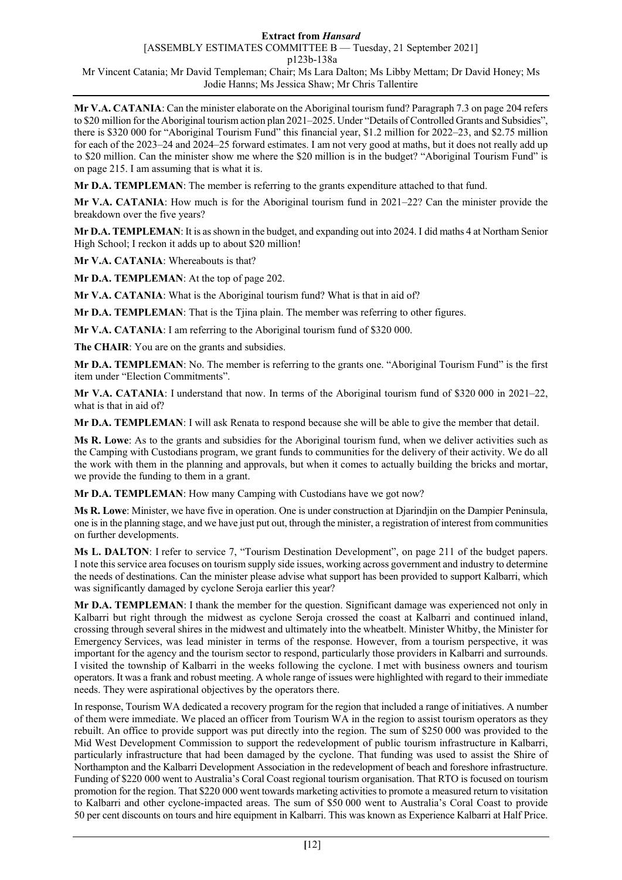**Mr V.A. CATANIA**: Can the minister elaborate on the Aboriginal tourism fund? Paragraph 7.3 on page 204 refers to $20 million for the Aboriginal tourism action plan 2021–2025. Under "Details of Controlled Grants and Subsidies", there is $320 000 for "Aboriginal Tourism Fund" this financial year, $1.2 million for 2022–23, and $2.75 million for each of the 2023–24 and 2024–25 forward estimates. I am not very good at maths, but it does not really add up to $20 million. Can the minister show me where the $20 million is in the budget? "Aboriginal Tourism Fund" is on page 215. I am assuming that is what it is.

**Mr D.A. TEMPLEMAN**: The member is referring to the grants expenditure attached to that fund.

**Mr V.A. CATANIA**: How much is for the Aboriginal tourism fund in 2021–22? Can the minister provide the breakdown over the five years?

**Mr D.A. TEMPLEMAN**: It is as shown in the budget, and expanding out into 2024. I did maths 4 at Northam Senior High School; I reckon it adds up to about $20 million!

**Mr V.A. CATANIA**: Whereabouts is that?

**Mr D.A. TEMPLEMAN**: At the top of page 202.

**Mr V.A. CATANIA**: What is the Aboriginal tourism fund? What is that in aid of?

**Mr D.A. TEMPLEMAN**: That is the Tjina plain. The member was referring to other figures.

**Mr V.A. CATANIA**: I am referring to the Aboriginal tourism fund of $320 000.

**The CHAIR**: You are on the grants and subsidies.

**Mr D.A. TEMPLEMAN**: No. The member is referring to the grants one. "Aboriginal Tourism Fund" is the first item under "Election Commitments".

**Mr V.A. CATANIA**: I understand that now. In terms of the Aboriginal tourism fund of $320 000 in 2021–22, what is that in aid of?

**Mr D.A. TEMPLEMAN**: I will ask Renata to respond because she will be able to give the member that detail.

**Ms R. Lowe**: As to the grants and subsidies for the Aboriginal tourism fund, when we deliver activities such as the Camping with Custodians program, we grant funds to communities for the delivery of their activity. We do all the work with them in the planning and approvals, but when it comes to actually building the bricks and mortar, we provide the funding to them in a grant.

**Mr D.A. TEMPLEMAN**: How many Camping with Custodians have we got now?

**Ms R. Lowe**: Minister, we have five in operation. One is under construction at Djarindjin on the Dampier Peninsula, one is in the planning stage, and we have just put out, through the minister, a registration of interest from communities on further developments.

**Ms L. DALTON**: I refer to service 7, "Tourism Destination Development", on page 211 of the budget papers. I note this service area focuses on tourism supply side issues, working across government and industry to determine the needs of destinations. Can the minister please advise what support has been provided to support Kalbarri, which was significantly damaged by cyclone Seroja earlier this year?

**Mr D.A. TEMPLEMAN**: I thank the member for the question. Significant damage was experienced not only in Kalbarri but right through the midwest as cyclone Seroja crossed the coast at Kalbarri and continued inland, crossing through several shires in the midwest and ultimately into the wheatbelt. Minister Whitby, the Minister for Emergency Services, was lead minister in terms of the response. However, from a tourism perspective, it was important for the agency and the tourism sector to respond, particularly those providers in Kalbarri and surrounds. I visited the township of Kalbarri in the weeks following the cyclone. I met with business owners and tourism operators. It was a frank and robust meeting. A whole range of issues were highlighted with regard to their immediate needs. They were aspirational objectives by the operators there.

In response, Tourism WA dedicated a recovery program for the region that included a range of initiatives. A number of them were immediate. We placed an officer from Tourism WA in the region to assist tourism operators as they rebuilt. An office to provide support was put directly into the region. The sum of $250 000 was provided to the Mid West Development Commission to support the redevelopment of public tourism infrastructure in Kalbarri, particularly infrastructure that had been damaged by the cyclone. That funding was used to assist the Shire of Northampton and the Kalbarri Development Association in the redevelopment of beach and foreshore infrastructure. Funding of $220 000 went to Australia's Coral Coast regional tourism organisation. That RTO is focused on tourism promotion for the region. That $220 000 went towards marketing activities to promote a measured return to visitation to Kalbarri and other cyclone-impacted areas. The sum of $50 000 went to Australia's Coral Coast to provide 50 per cent discounts on tours and hire equipment in Kalbarri. This was known as Experience Kalbarri at Half Price.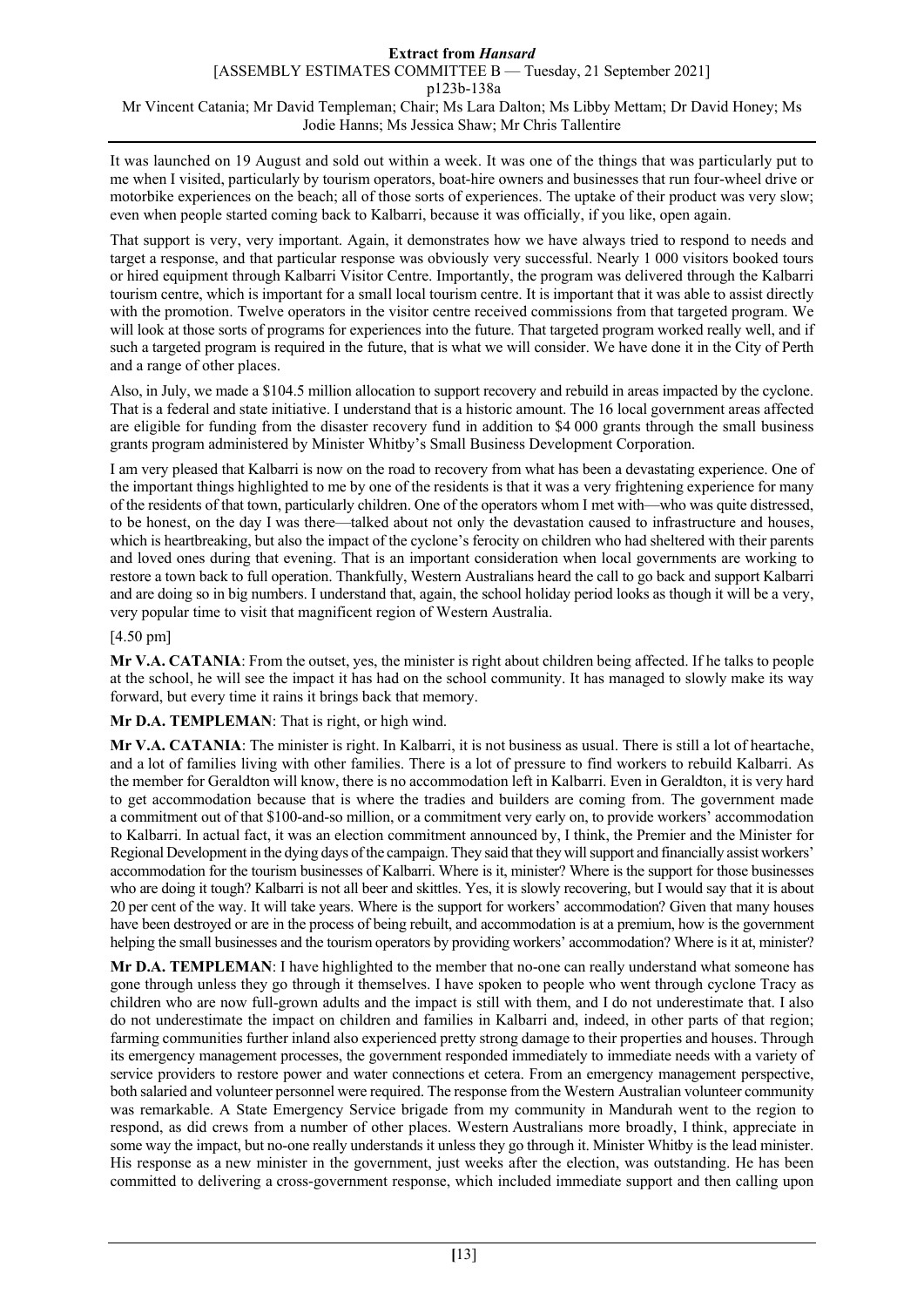It was launched on 19 August and sold out within a week. It was one of the things that was particularly put to me when I visited, particularly by tourism operators, boat-hire owners and businesses that run four-wheel drive or motorbike experiences on the beach; all of those sorts of experiences. The uptake of their product was very slow; even when people started coming back to Kalbarri, because it was officially, if you like, open again.

That support is very, very important. Again, it demonstrates how we have always tried to respond to needs and target a response, and that particular response was obviously very successful. Nearly 1 000 visitors booked tours or hired equipment through Kalbarri Visitor Centre. Importantly, the program was delivered through the Kalbarri tourism centre, which is important for a small local tourism centre. It is important that it was able to assist directly with the promotion. Twelve operators in the visitor centre received commissions from that targeted program. We will look at those sorts of programs for experiences into the future. That targeted program worked really well, and if such a targeted program is required in the future, that is what we will consider. We have done it in the City of Perth and a range of other places.

Also, in July, we made a $104.5 million allocation to support recovery and rebuild in areas impacted by the cyclone. That is a federal and state initiative. I understand that is a historic amount. The 16 local government areas affected are eligible for funding from the disaster recovery fund in addition to $4 000 grants through the small business grants program administered by Minister Whitby's Small Business Development Corporation.

I am very pleased that Kalbarri is now on the road to recovery from what has been a devastating experience. One of the important things highlighted to me by one of the residents is that it was a very frightening experience for many of the residents of that town, particularly children. One of the operators whom I met with—who was quite distressed, to be honest, on the day I was there—talked about not only the devastation caused to infrastructure and houses, which is heartbreaking, but also the impact of the cyclone's ferocity on children who had sheltered with their parents and loved ones during that evening. That is an important consideration when local governments are working to restore a town back to full operation. Thankfully, Western Australians heard the call to go back and support Kalbarri and are doing so in big numbers. I understand that, again, the school holiday period looks as though it will be a very, very popular time to visit that magnificent region of Western Australia.

[4.50 pm]

**Mr V.A. CATANIA**: From the outset, yes, the minister is right about children being affected. If he talks to people at the school, he will see the impact it has had on the school community. It has managed to slowly make its way forward, but every time it rains it brings back that memory.

**Mr D.A. TEMPLEMAN**: That is right, or high wind.

**Mr V.A. CATANIA**: The minister is right. In Kalbarri, it is not business as usual. There is still a lot of heartache, and a lot of families living with other families. There is a lot of pressure to find workers to rebuild Kalbarri. As the member for Geraldton will know, there is no accommodation left in Kalbarri. Even in Geraldton, it is very hard to get accommodation because that is where the tradies and builders are coming from. The government made a commitment out of that $100-and-so million, or a commitment very early on, to provide workers' accommodation to Kalbarri. In actual fact, it was an election commitment announced by, I think, the Premier and the Minister for Regional Development in the dying days of the campaign. They said that they will support and financially assist workers' accommodation for the tourism businesses of Kalbarri. Where is it, minister? Where is the support for those businesses who are doing it tough? Kalbarri is not all beer and skittles. Yes, it is slowly recovering, but I would say that it is about 20 per cent of the way. It will take years. Where is the support for workers' accommodation? Given that many houses have been destroyed or are in the process of being rebuilt, and accommodation is at a premium, how is the government helping the small businesses and the tourism operators by providing workers' accommodation? Where is it at, minister?

**Mr D.A. TEMPLEMAN**: I have highlighted to the member that no-one can really understand what someone has gone through unless they go through it themselves. I have spoken to people who went through cyclone Tracy as children who are now full-grown adults and the impact is still with them, and I do not underestimate that. I also do not underestimate the impact on children and families in Kalbarri and, indeed, in other parts of that region; farming communities further inland also experienced pretty strong damage to their properties and houses. Through its emergency management processes, the government responded immediately to immediate needs with a variety of service providers to restore power and water connections et cetera. From an emergency management perspective, both salaried and volunteer personnel were required. The response from the Western Australian volunteer community was remarkable. A State Emergency Service brigade from my community in Mandurah went to the region to respond, as did crews from a number of other places. Western Australians more broadly, I think, appreciate in some way the impact, but no-one really understands it unless they go through it. Minister Whitby is the lead minister. His response as a new minister in the government, just weeks after the election, was outstanding. He has been committed to delivering a cross-government response, which included immediate support and then calling upon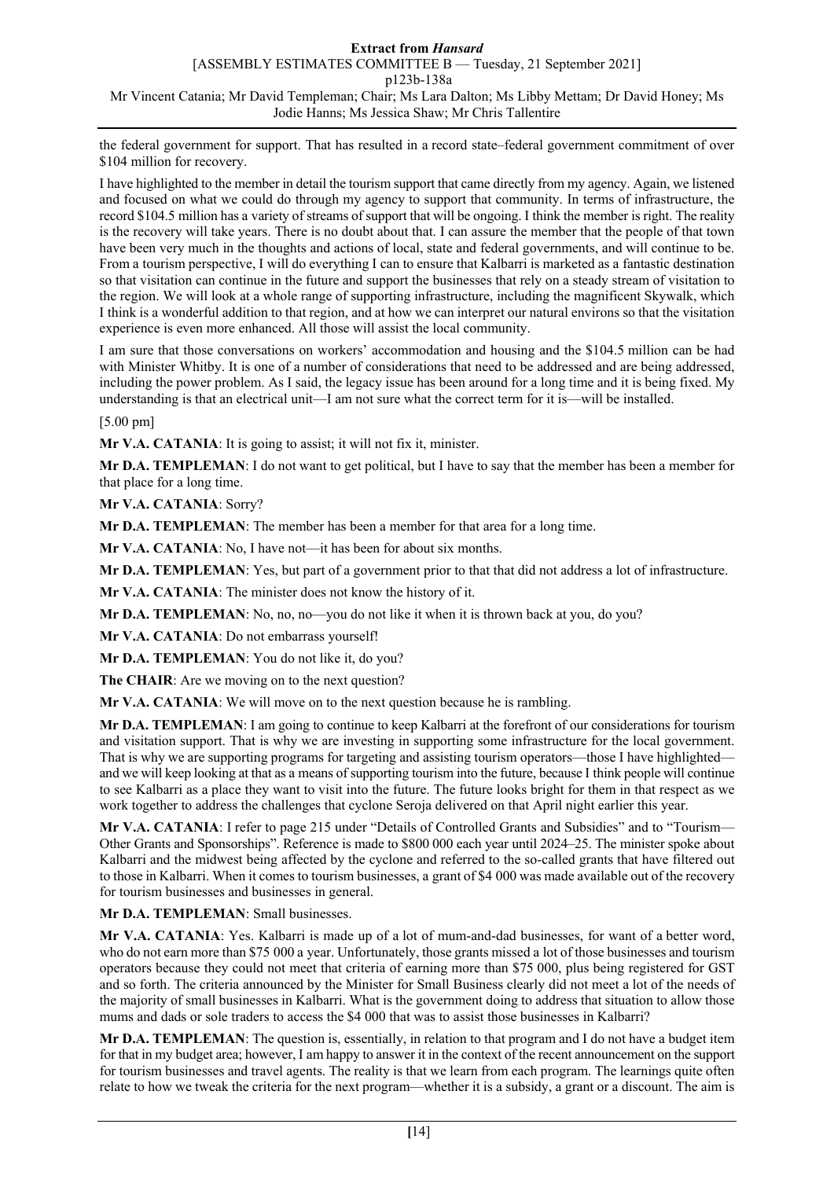the federal government for support. That has resulted in a record state–federal government commitment of over $104 million for recovery.

I have highlighted to the member in detail the tourism support that came directly from my agency. Again, we listened and focused on what we could do through my agency to support that community. In terms of infrastructure, the record $104.5 million has a variety of streams of support that will be ongoing. I think the member is right. The reality is the recovery will take years. There is no doubt about that. I can assure the member that the people of that town have been very much in the thoughts and actions of local, state and federal governments, and will continue to be. From a tourism perspective, I will do everything I can to ensure that Kalbarri is marketed as a fantastic destination so that visitation can continue in the future and support the businesses that rely on a steady stream of visitation to the region. We will look at a whole range of supporting infrastructure, including the magnificent Skywalk, which I think is a wonderful addition to that region, and at how we can interpret our natural environs so that the visitation experience is even more enhanced. All those will assist the local community.

I am sure that those conversations on workers' accommodation and housing and the $104.5 million can be had with Minister Whitby. It is one of a number of considerations that need to be addressed and are being addressed, including the power problem. As I said, the legacy issue has been around for a long time and it is being fixed. My understanding is that an electrical unit—I am not sure what the correct term for it is—will be installed.

[5.00 pm]

**Mr V.A. CATANIA**: It is going to assist; it will not fix it, minister.

**Mr D.A. TEMPLEMAN**: I do not want to get political, but I have to say that the member has been a member for that place for a long time.

**Mr V.A. CATANIA**: Sorry?

**Mr D.A. TEMPLEMAN**: The member has been a member for that area for a long time.

**Mr V.A. CATANIA**: No, I have not—it has been for about six months.

**Mr D.A. TEMPLEMAN**: Yes, but part of a government prior to that that did not address a lot of infrastructure.

**Mr V.A. CATANIA**: The minister does not know the history of it.

**Mr D.A. TEMPLEMAN**: No, no, no—you do not like it when it is thrown back at you, do you?

**Mr V.A. CATANIA**: Do not embarrass yourself!

**Mr D.A. TEMPLEMAN**: You do not like it, do you?

**The CHAIR**: Are we moving on to the next question?

**Mr V.A. CATANIA**: We will move on to the next question because he is rambling.

**Mr D.A. TEMPLEMAN**: I am going to continue to keep Kalbarri at the forefront of our considerations for tourism and visitation support. That is why we are investing in supporting some infrastructure for the local government. That is why we are supporting programs for targeting and assisting tourism operators—those I have highlighted—and we will keep looking at that as a means of supporting tourism into the future, because I think people will continue to see Kalbarri as a place they want to visit into the future. The future looks bright for them in that respect as we work together to address the challenges that cyclone Seroja delivered on that April night earlier this year.

**Mr V.A. CATANIA**: I refer to page 215 under "Details of Controlled Grants and Subsidies" and to "Tourism—Other Grants and Sponsorships". Reference is made to $800 000 each year until 2024–25. The minister spoke about Kalbarri and the midwest being affected by the cyclone and referred to the so-called grants that have filtered out to those in Kalbarri. When it comes to tourism businesses, a grant of $4 000 was made available out of the recovery for tourism businesses and businesses in general.

**Mr D.A. TEMPLEMAN**: Small businesses.

**Mr V.A. CATANIA**: Yes. Kalbarri is made up of a lot of mum-and-dad businesses, for want of a better word, who do not earn more than $75 000 a year. Unfortunately, those grants missed a lot of those businesses and tourism operators because they could not meet that criteria of earning more than $75 000, plus being registered for GST and so forth. The criteria announced by the Minister for Small Business clearly did not meet a lot of the needs of the majority of small businesses in Kalbarri. What is the government doing to address that situation to allow those mums and dads or sole traders to access the $4 000 that was to assist those businesses in Kalbarri?

**Mr D.A. TEMPLEMAN**: The question is, essentially, in relation to that program and I do not have a budget item for that in my budget area; however, I am happy to answer it in the context of the recent announcement on the support for tourism businesses and travel agents. The reality is that we learn from each program. The learnings quite often relate to how we tweak the criteria for the next program—whether it is a subsidy, a grant or a discount. The aim is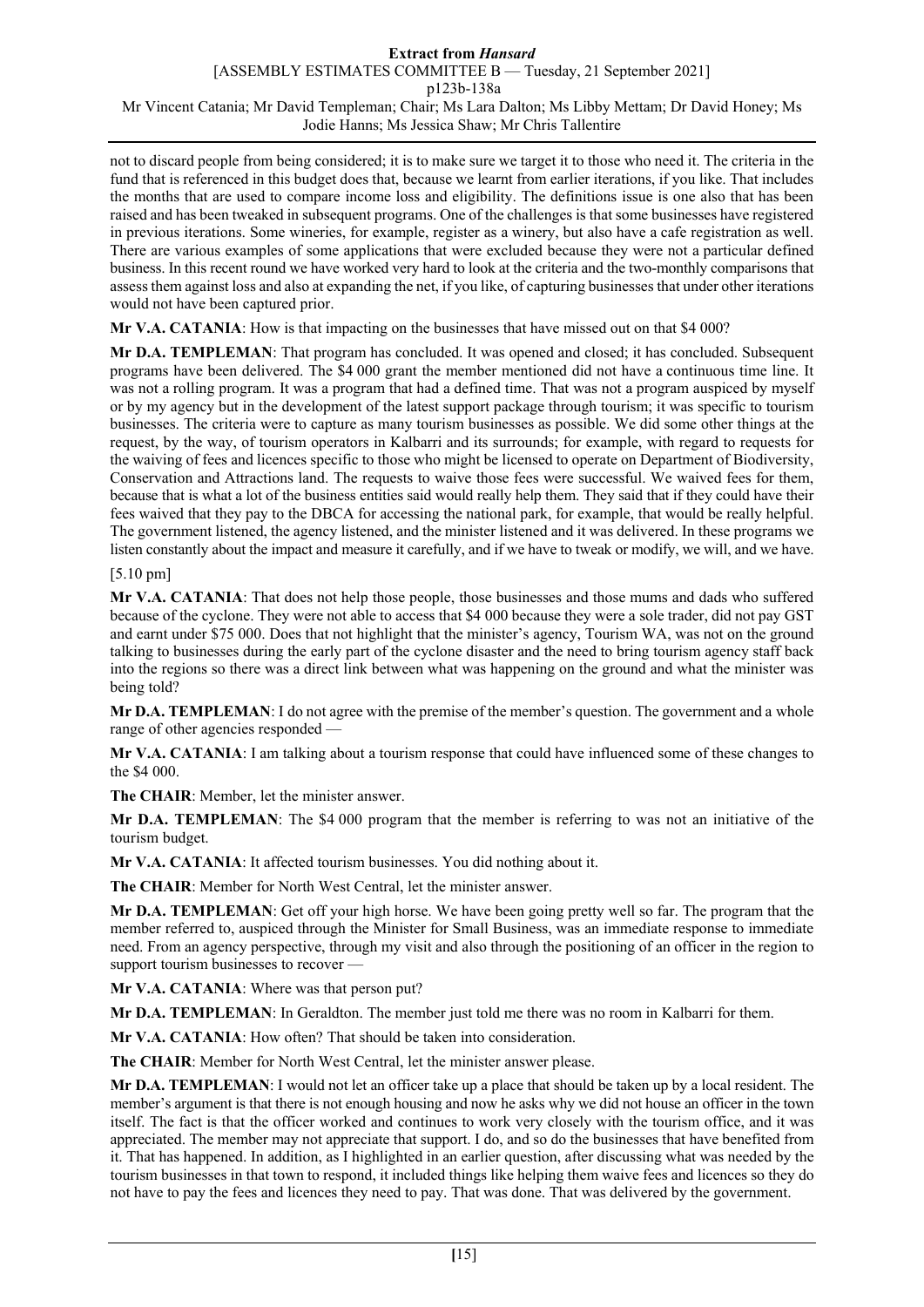not to discard people from being considered; it is to make sure we target it to those who need it. The criteria in the fund that is referenced in this budget does that, because we learnt from earlier iterations, if you like. That includes the months that are used to compare income loss and eligibility. The definitions issue is one also that has been raised and has been tweaked in subsequent programs. One of the challenges is that some businesses have registered in previous iterations. Some wineries, for example, register as a winery, but also have a cafe registration as well. There are various examples of some applications that were excluded because they were not a particular defined business. In this recent round we have worked very hard to look at the criteria and the two-monthly comparisons that assess them against loss and also at expanding the net, if you like, of capturing businesses that under other iterations would not have been captured prior.

**Mr V.A. CATANIA**: How is that impacting on the businesses that have missed out on that $4 000?

**Mr D.A. TEMPLEMAN**: That program has concluded. It was opened and closed; it has concluded. Subsequent programs have been delivered. The $4 000 grant the member mentioned did not have a continuous time line. It was not a rolling program. It was a program that had a defined time. That was not a program auspiced by myself or by my agency but in the development of the latest support package through tourism; it was specific to tourism businesses. The criteria were to capture as many tourism businesses as possible. We did some other things at the request, by the way, of tourism operators in Kalbarri and its surrounds; for example, with regard to requests for the waiving of fees and licences specific to those who might be licensed to operate on Department of Biodiversity, Conservation and Attractions land. The requests to waive those fees were successful. We waived fees for them, because that is what a lot of the business entities said would really help them. They said that if they could have their fees waived that they pay to the DBCA for accessing the national park, for example, that would be really helpful. The government listened, the agency listened, and the minister listened and it was delivered. In these programs we listen constantly about the impact and measure it carefully, and if we have to tweak or modify, we will, and we have.

[5.10 pm]

**Mr V.A. CATANIA**: That does not help those people, those businesses and those mums and dads who suffered because of the cyclone. They were not able to access that $4 000 because they were a sole trader, did not pay GST and earnt under $75 000. Does that not highlight that the minister's agency, Tourism WA, was not on the ground talking to businesses during the early part of the cyclone disaster and the need to bring tourism agency staff back into the regions so there was a direct link between what was happening on the ground and what the minister was being told?

**Mr D.A. TEMPLEMAN**: I do not agree with the premise of the member's question. The government and a whole range of other agencies responded —

**Mr V.A. CATANIA**: I am talking about a tourism response that could have influenced some of these changes to the $4 000.

**The CHAIR**: Member, let the minister answer.

**Mr D.A. TEMPLEMAN**: The $4 000 program that the member is referring to was not an initiative of the tourism budget.

**Mr V.A. CATANIA**: It affected tourism businesses. You did nothing about it.

**The CHAIR**: Member for North West Central, let the minister answer.

**Mr D.A. TEMPLEMAN**: Get off your high horse. We have been going pretty well so far. The program that the member referred to, auspiced through the Minister for Small Business, was an immediate response to immediate need. From an agency perspective, through my visit and also through the positioning of an officer in the region to support tourism businesses to recover —

**Mr V.A. CATANIA**: Where was that person put?

**Mr D.A. TEMPLEMAN**: In Geraldton. The member just told me there was no room in Kalbarri for them.

**Mr V.A. CATANIA**: How often? That should be taken into consideration.

**The CHAIR**: Member for North West Central, let the minister answer please.

**Mr D.A. TEMPLEMAN**: I would not let an officer take up a place that should be taken up by a local resident. The member's argument is that there is not enough housing and now he asks why we did not house an officer in the town itself. The fact is that the officer worked and continues to work very closely with the tourism office, and it was appreciated. The member may not appreciate that support. I do, and so do the businesses that have benefited from it. That has happened. In addition, as I highlighted in an earlier question, after discussing what was needed by the tourism businesses in that town to respond, it included things like helping them waive fees and licences so they do not have to pay the fees and licences they need to pay. That was done. That was delivered by the government.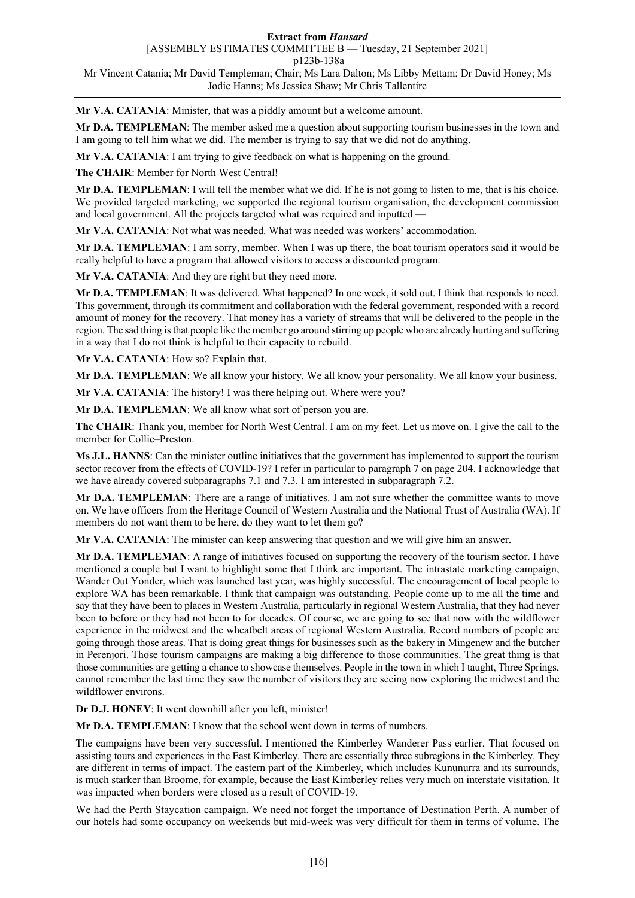**Mr V.A. CATANIA**: Minister, that was a piddly amount but a welcome amount.

**Mr D.A. TEMPLEMAN**: The member asked me a question about supporting tourism businesses in the town and I am going to tell him what we did. The member is trying to say that we did not do anything.

**Mr V.A. CATANIA**: I am trying to give feedback on what is happening on the ground.

**The CHAIR**: Member for North West Central!

**Mr D.A. TEMPLEMAN**: I will tell the member what we did. If he is not going to listen to me, that is his choice. We provided targeted marketing, we supported the regional tourism organisation, the development commission and local government. All the projects targeted what was required and inputted —

**Mr V.A. CATANIA**: Not what was needed. What was needed was workers' accommodation.

**Mr D.A. TEMPLEMAN**: I am sorry, member. When I was up there, the boat tourism operators said it would be really helpful to have a program that allowed visitors to access a discounted program.

**Mr V.A. CATANIA**: And they are right but they need more.

**Mr D.A. TEMPLEMAN**: It was delivered. What happened? In one week, it sold out. I think that responds to need. This government, through its commitment and collaboration with the federal government, responded with a record amount of money for the recovery. That money has a variety of streams that will be delivered to the people in the region. The sad thing is that people like the member go around stirring up people who are already hurting and suffering in a way that I do not think is helpful to their capacity to rebuild.

**Mr V.A. CATANIA**: How so? Explain that.

**Mr D.A. TEMPLEMAN**: We all know your history. We all know your personality. We all know your business.

**Mr V.A. CATANIA**: The history! I was there helping out. Where were you?

**Mr D.A. TEMPLEMAN**: We all know what sort of person you are.

**The CHAIR**: Thank you, member for North West Central. I am on my feet. Let us move on. I give the call to the member for Collie–Preston.

**Ms J.L. HANNS**: Can the minister outline initiatives that the government has implemented to support the tourism sector recover from the effects of COVID-19? I refer in particular to paragraph 7 on page 204. I acknowledge that we have already covered subparagraphs 7.1 and 7.3. I am interested in subparagraph 7.2.

**Mr D.A. TEMPLEMAN**: There are a range of initiatives. I am not sure whether the committee wants to move on. We have officers from the Heritage Council of Western Australia and the National Trust of Australia (WA). If members do not want them to be here, do they want to let them go?

**Mr V.A. CATANIA**: The minister can keep answering that question and we will give him an answer.

**Mr D.A. TEMPLEMAN**: A range of initiatives focused on supporting the recovery of the tourism sector. I have mentioned a couple but I want to highlight some that I think are important. The intrastate marketing campaign, Wander Out Yonder, which was launched last year, was highly successful. The encouragement of local people to explore WA has been remarkable. I think that campaign was outstanding. People come up to me all the time and say that they have been to places in Western Australia, particularly in regional Western Australia, that they had never been to before or they had not been to for decades. Of course, we are going to see that now with the wildflower experience in the midwest and the wheatbelt areas of regional Western Australia. Record numbers of people are going through those areas. That is doing great things for businesses such as the bakery in Mingenew and the butcher in Perenjori. Those tourism campaigns are making a big difference to those communities. The great thing is that those communities are getting a chance to showcase themselves. People in the town in which I taught, Three Springs, cannot remember the last time they saw the number of visitors they are seeing now exploring the midwest and the wildflower environs.

**Dr D.J. HONEY**: It went downhill after you left, minister!

**Mr D.A. TEMPLEMAN**: I know that the school went down in terms of numbers.

The campaigns have been very successful. I mentioned the Kimberley Wanderer Pass earlier. That focused on assisting tours and experiences in the East Kimberley. There are essentially three subregions in the Kimberley. They are different in terms of impact. The eastern part of the Kimberley, which includes Kununurra and its surrounds, is much starker than Broome, for example, because the East Kimberley relies very much on interstate visitation. It was impacted when borders were closed as a result of COVID-19.

We had the Perth Staycation campaign. We need not forget the importance of Destination Perth. A number of our hotels had some occupancy on weekends but mid-week was very difficult for them in terms of volume. The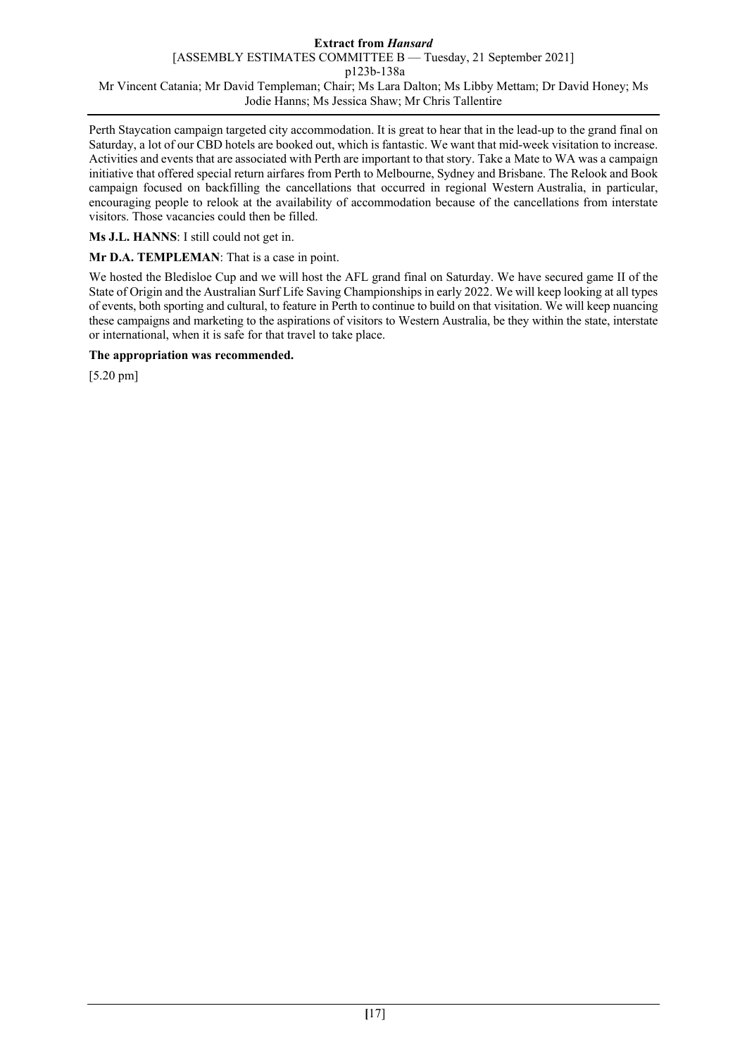Perth Staycation campaign targeted city accommodation. It is great to hear that in the lead-up to the grand final on Saturday, a lot of our CBD hotels are booked out, which is fantastic. We want that mid-week visitation to increase. Activities and events that are associated with Perth are important to that story. Take a Mate to WA was a campaign initiative that offered special return airfares from Perth to Melbourne, Sydney and Brisbane. The Relook and Book campaign focused on backfilling the cancellations that occurred in regional Western Australia, in particular, encouraging people to relook at the availability of accommodation because of the cancellations from interstate visitors. Those vacancies could then be filled.

**Ms J.L. HANNS**: I still could not get in.

**Mr D.A. TEMPLEMAN**: That is a case in point.

We hosted the Bledisloe Cup and we will host the AFL grand final on Saturday. We have secured game II of the State of Origin and the Australian Surf Life Saving Championships in early 2022. We will keep looking at all types of events, both sporting and cultural, to feature in Perth to continue to build on that visitation. We will keep nuancing these campaigns and marketing to the aspirations of visitors to Western Australia, be they within the state, interstate or international, when it is safe for that travel to take place.

**The appropriation was recommended.**

[5.20 pm]